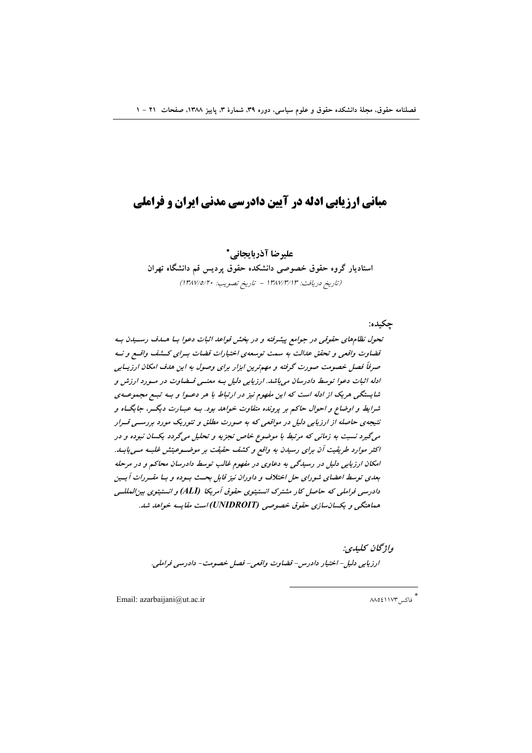# مبانی ارزیابی ادله در آیین دادرسی مدنی ایران و فراملی

**علیرضا آذربایجانی***

**استادیار گروه حقوق خصوصی دانشکده حقوق پردیس قم دانشگاه تهران**

(تاریخ دریافت: ۱۳۸۷/۳/۱۳ - تاریخ تصویب: ۱۳۸۷/۵/۲۰)

**چکیده:**

*تحول نظام‌های حقوقی در جوامع پیشرفته و در بخش قواعد اثبات دعوا با هدف رسیدن به قضاوت واقعی و تحقق عدالت به سمت توسعه‌ی اختیارات قضات برای کشف واقع و نه صرفاً فصل خصومت صورت گرفته و مهم‌ترین ابزار برای وصول به این هدف امکان ارزیابی ادله اثبات دعوا توسط دادرسان می‌باشد. ارزیابی دلیل به معنی قضاوت در مورد ارزش و شایستگی هریک از ادله است که این مفهوم نیز در ارتباط با هر دعوا و به تبع مجموعه‌ی شرایط و اوضاع و احوال حاکم بر پرونده متفاوت خواهد بود. به عبارت دیگر، جایگاه و نتیجه‌ی حاصله از ارزیابی دلیل در مواقعی که به صورت مطلق و تئوریک مورد بررسی قرار می‌گیرد نسبت به زمانی که مرتبط با موضوع خاص تجزیه و تحلیل می‌گردد یکسان نبوده و در اکثر موارد طریقیت آن برای رسیدن به واقع و کشف حقیقت بر موضوعیتش غلبه می‌یابد. امکان ارزیابی دلیل در رسیدگی به دعاوی در مفهوم غالب توسط دادرسان محاکم و در مرحله بعدی توسط اعضای شورای حل اختلاف و داوران نیز قابل بحث بوده و با مقررات آیین دادرسی فراملی که حاصل کار مشترک انستیتوی حقوق آمریکا (ALI) و انستیتوی بین‌المللی هماهنگی و یکسان‌سازی حقوق خصوصی (UNIDROIT) است مقایسه خواهد شد.*

**واژگان کلیدی:**

*ارزیابی دلیل- اختیار دادرس- قضاوت واقعی- فصل خصومت- دادرسی فراملی.*

---

* فاکس ۸۸۵۴۱۱۷۳

Email: azarbaijani@ut.ac.ir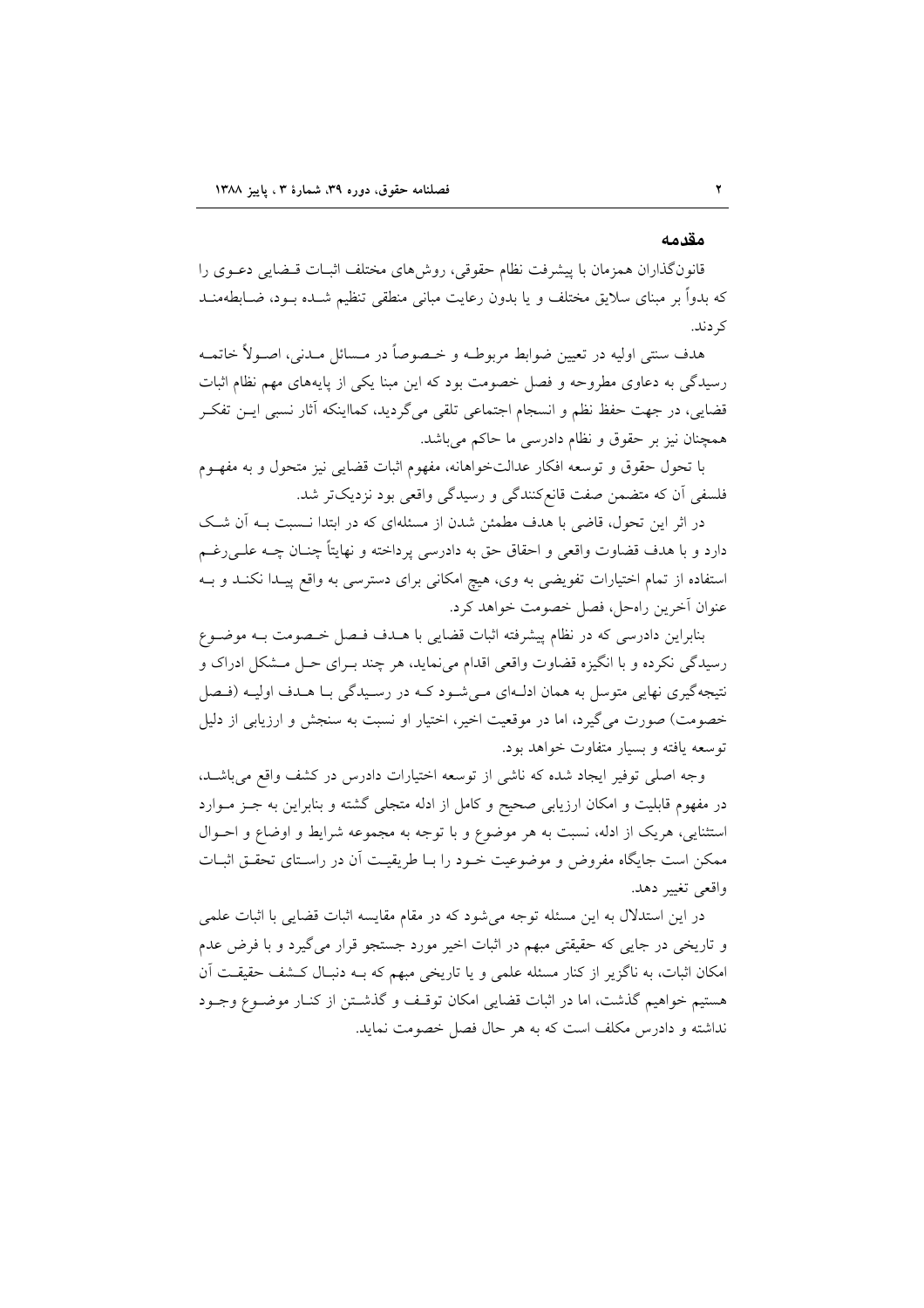## مقدمه

قانون‌گذاران همزمان با پیشرفت نظام حقوقی، روش‌های مختلف اثبات قضایی دعوی را که بدواً بر مبنای سلایق مختلف و یا بدون رعایت مبانی منطقی تنظیم شده بود، ضابطه‌مند کردند.

هدف سنتی اولیه در تعیین ضوابط مربوطه و خصوصاً در مسائل مدنی، اصولاً خاتمه رسیدگی به دعاوی مطروحه و فصل خصومت بود که این مبنا یکی از پایه‌های مهم نظام اثبات قضایی، در جهت حفظ نظم و انسجام اجتماعی تلقی می‌گردید، کمااینکه آثار نسبی این تفکر همچنان نیز بر حقوق و نظام دادرسی ما حاکم می‌باشد.

با تحول حقوق و توسعه افکار عدالت‌خواهانه، مفهوم اثبات قضایی نیز متحول و به مفهوم فلسفی آن که متضمن صفت قانع‌کنندگی و رسیدگی واقعی بود نزدیک‌تر شد.

در اثر این تحول، قاضی با هدف مطمئن شدن از مسئله‌ای که در ابتدا نسبت به آن شک دارد و با هدف قضاوت واقعی و احقاق حق به دادرسی پرداخته و نهایتاً چنان چه علی‌رغم استفاده از تمام اختیارات تفویضی به وی، هیچ امکانی برای دسترسی به واقع پیدا نکند و به عنوان آخرین راه‌حل، فصل خصومت خواهد کرد.

بنابراین دادرسی که در نظام پیشرفته اثبات قضایی با هدف فصل خصومت به موضوع رسیدگی نکرده و با انگیزه قضاوت واقعی اقدام می‌نماید، هر چند برای حل مشکل ادراک و نتیجه‌گیری نهایی متوسل به همان ادله‌ای می‌شود که در رسیدگی با هدف اولیه (فصل خصومت) صورت می‌گیرد، اما در موقعیت اخیر، اختیار او نسبت به سنجش و ارزیابی از دلیل توسعه یافته و بسیار متفاوت خواهد بود.

وجه اصلی توفیر ایجاد شده که ناشی از توسعه اختیارات دادرس در کشف واقع می‌باشد، در مفهوم قابلیت و امکان ارزیابی صحیح و کامل از ادله متجلی گشته و بنابراین به جز موارد استثنایی، هریک از ادله، نسبت به هر موضوع و با توجه به مجموعه شرایط و اوضاع و احوال ممکن است جایگاه مفروض و موضوعیت خود را با طریقیت آن در راستای تحقق اثبات واقعی تغییر دهد.

در این استدلال به این مسئله توجه می‌شود که در مقام مقایسه اثبات قضایی با اثبات علمی و تاریخی در جایی که حقیقتی مبهم در اثبات اخیر مورد جستجو قرار می‌گیرد و با فرض عدم امکان اثبات، به ناگزیر از کنار مسئله علمی و یا تاریخی مبهم که به دنبال کشف حقیقت آن هستیم خواهیم گذشت، اما در اثبات قضایی امکان توقف و گذشتن از کنار موضوع وجود نداشته و دادرس مکلف است که به هر حال فصل خصومت نماید.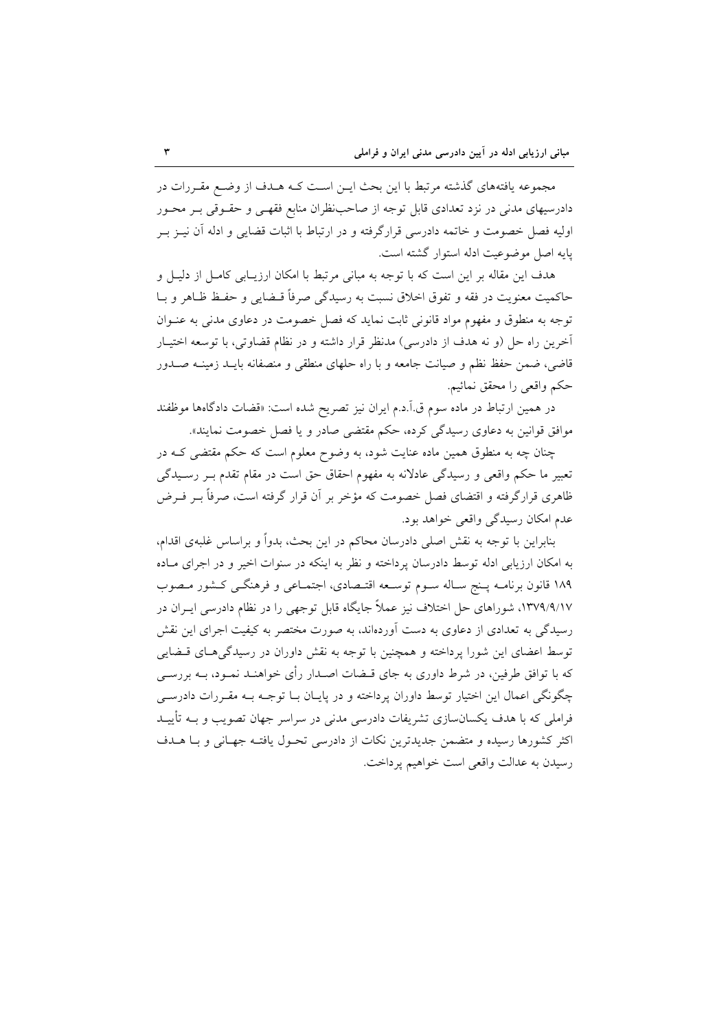مجموعه یافته‌های گذشته مرتبط با این بحث این است که هدف از وضع مقررات در دادرسیهای مدنی در نزد تعدادی قابل توجه از صاحب‌نظران منابع فقهی و حقوقی بر محور اولیه فصل خصومت و خاتمه دادرسی قرارگرفته و در ارتباط با اثبات قضایی و ادله آن نیز بر پایه اصل موضوعیت ادله استوار گشته است.

هدف این مقاله بر این است که با توجه به مبانی مرتبط با امکان ارزیابی کامل از دلیل و حاکمیت معنویت در فقه و تفوق اخلاق نسبت به رسیدگی صرفاً قضایی و حفظ ظاهر و با توجه به منطوق و مفهوم مواد قانونی ثابت نماید که فصل خصومت در دعاوی مدنی به عنوان آخرین راه حل (و نه هدف از دادرسی) مدنظر قرار داشته و در نظام قضاوتی، با توسعه اختیار قاضی، ضمن حفظ نظم و صیانت جامعه و با راه حلهای منطقی و منصفانه باید زمینه صدور حکم واقعی را محقق نمائیم.

در همین ارتباط در ماده سوم ق.آ.د.م ایران نیز تصریح شده است: «قضات دادگاه‌ها موظفند موافق قوانین به دعاوی رسیدگی کرده، حکم مقتضی صادر و یا فصل خصومت نمایند».

چنان چه به منطوق همین ماده عنایت شود، به وضوح معلوم است که حکم مقتضی که در تعبیر ما حکم واقعی و رسیدگی عادلانه به مفهوم احقاق حق است در مقام تقدم بر رسیدگی ظاهری قرارگرفته و اقتضای فصل خصومت که مؤخر بر آن قرار گرفته است، صرفاً بر فرض عدم امکان رسیدگی واقعی خواهد بود.

بنابراین با توجه به نقش اصلی دادرسان محاکم در این بحث، بدواً و براساس غلبه‌ی اقدام، به امکان ارزیابی ادله توسط دادرسان پرداخته و نظر به اینکه در سنوات اخیر و در اجرای ماده ۱۸۹ قانون برنامه پنج ساله سوم توسعه اقتصادی، اجتماعی و فرهنگی کشور مصوب ۱۳۷۹/۹/۱۷، شوراهای حل اختلاف نیز عملاً جایگاه قابل توجهی را در نظام دادرسی ایران در رسیدگی به تعدادی از دعاوی به دست آورده‌اند، به صورت مختصر به کیفیت اجرای این نقش توسط اعضای این شورا پرداخته و همچنین با توجه به نقش داوران در رسیدگی‌های قضایی که با توافق طرفین، در شرط داوری به جای قضات اصدار رأی خواهند نمود، به بررسی چگونگی اعمال این اختیار توسط داوران پرداخته و در پایان با توجه به مقررات دادرسی فراملی که با هدف یکسان‌سازی تشریفات دادرسی مدنی در سراسر جهان تصویب و به تأیید اکثر کشورها رسیده و متضمن جدیدترین نکات از دادرسی تحول یافته جهانی و با هدف رسیدن به عدالت واقعی است خواهیم پرداخت.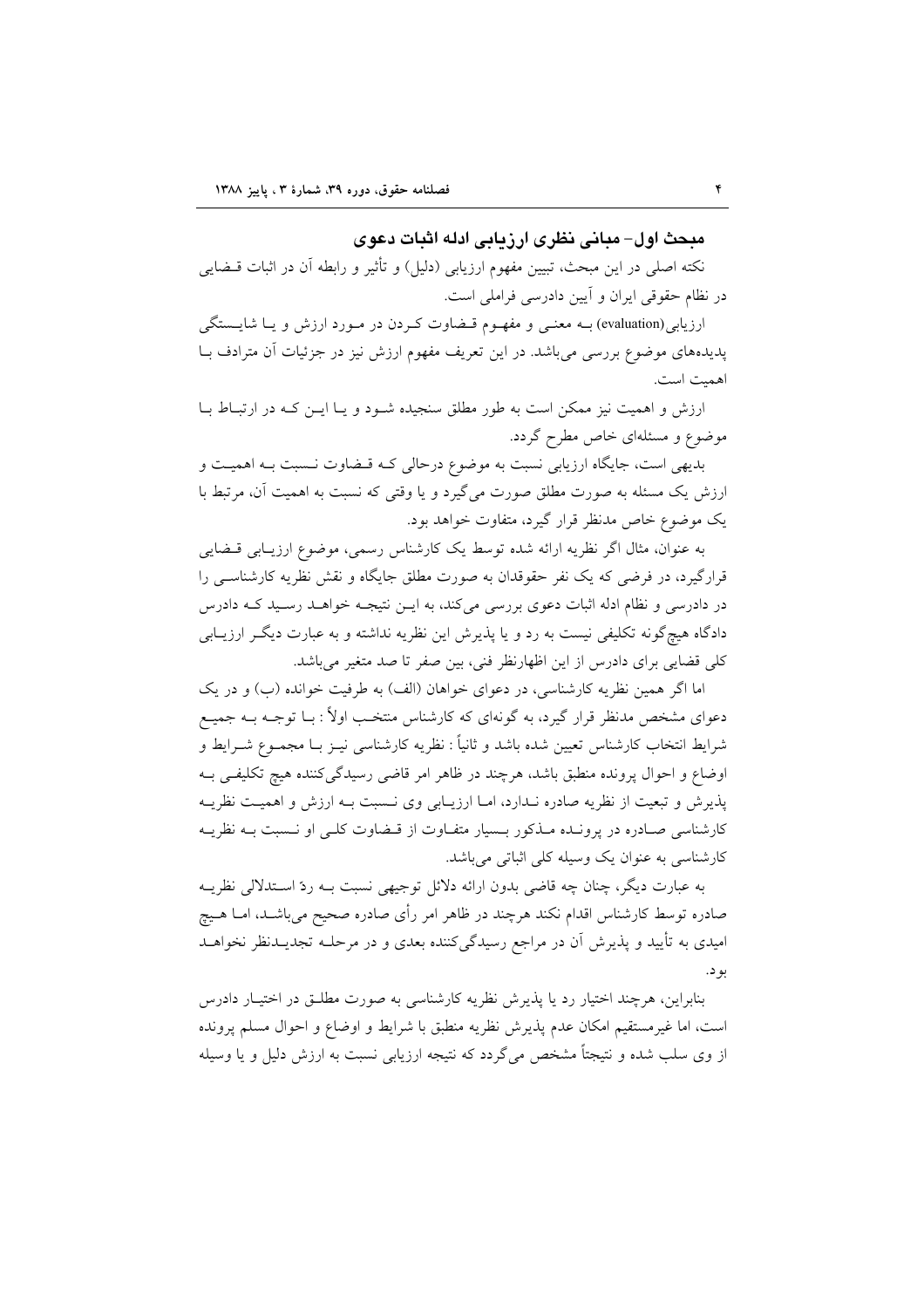## مبحث اول- مبانی نظری ارزیابی ادله اثبات دعوی

نکته اصلی در این مبحث، تبیین مفهوم ارزیابی (دلیل) و تأثیر و رابطه آن در اثبات قضایی در نظام حقوقی ایران و آیین دادرسی فراملی است.

ارزیابی(evaluation) به معنی و مفهوم قضاوت کردن در مورد ارزش و یا شایستگی پدیده‌های موضوع بررسی می‌باشد. در این تعریف مفهوم ارزش نیز در جزئیات آن مترادف با اهمیت است.

ارزش و اهمیت نیز ممکن است به طور مطلق سنجیده شود و یا این که در ارتباط با موضوع و مسئله‌ای خاص مطرح گردد.

بدیهی است، جایگاه ارزیابی نسبت به موضوع درحالی که قضاوت نسبت به اهمیت و ارزش یک مسئله به صورت مطلق صورت می‌گیرد و یا وقتی که نسبت به اهمیت آن، مرتبط با یک موضوع خاص مدنظر قرار گیرد، متفاوت خواهد بود.

به عنوان، مثال اگر نظریه ارائه شده توسط یک کارشناس رسمی، موضوع ارزیابی قضایی قرارگیرد، در فرضی که یک نفر حقوقدان به صورت مطلق جایگاه و نقش نظریه کارشناسی را در دادرسی و نظام ادله اثبات دعوی بررسی می‌کند، به این نتیجه خواهد رسید که دادرس دادگاه هیچ‌گونه تکلیفی نیست به رد و یا پذیرش این نظریه نداشته و به عبارت دیگر ارزیابی کلی قضایی برای دادرس از این اظهارنظر فنی، بین صفر تا صد متغیر می‌باشد.

اما اگر همین نظریه کارشناسی، در دعوای خواهان (الف) به طرفیت خوانده (ب) و در یک دعوای مشخص مدنظر قرار گیرد، به گونه‌ای که کارشناس منتخب اولاً : با توجه به جمیع شرایط انتخاب کارشناس تعیین شده باشد و ثانیاً : نظریه کارشناسی نیز با مجموع شرایط و اوضاع و احوال پرونده منطبق باشد، هرچند در ظاهر امر قاضی رسیدگی‌کننده هیچ تکلیفی به پذیرش و تبعیت از نظریه صادره ندارد، اما ارزیابی وی نسبت به ارزش و اهمیت نظریه کارشناسی صادره در پرونده مذکور بسیار متفاوت از قضاوت کلی او نسبت به نظریه کارشناسی به عنوان یک وسیله کلی اثباتی می‌باشد.

به عبارت دیگر، چنان چه قاضی بدون ارائه دلائل توجیهی نسبت به ردّ استدلالی نظریه صادره توسط کارشناس اقدام نکند هرچند در ظاهر امر رأی صادره صحیح می‌باشد، اما هیچ امیدی به تأیید و پذیرش آن در مراجع رسیدگی‌کننده بعدی و در مرحله تجدیدنظر نخواهد بود.

بنابراین، هرچند اختیار رد یا پذیرش نظریه کارشناسی به صورت مطلق در اختیار دادرس است، اما غیرمستقیم امکان عدم پذیرش نظریه منطبق با شرایط و اوضاع و احوال مسلم پرونده از وی سلب شده و نتیجتاً مشخص می‌گردد که نتیجه ارزیابی نسبت به ارزش دلیل و یا وسیله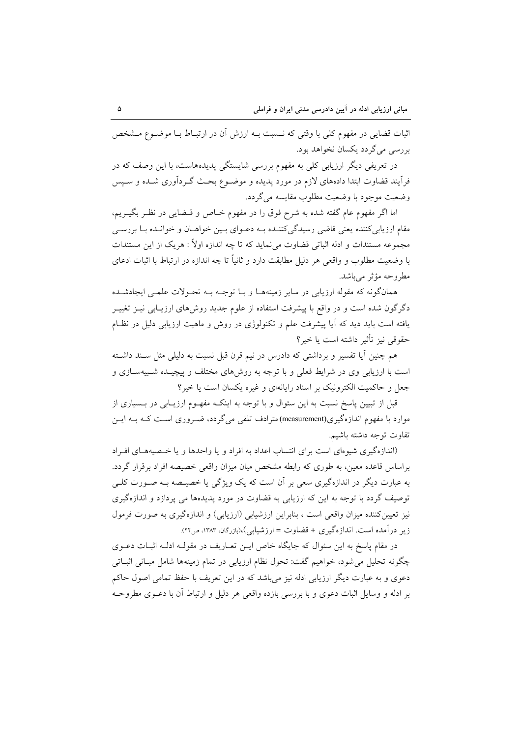اثبات قضایی در مفهوم کلی با وقتی که نسبت به ارزش آن در ارتباط با موضوع مشخص بررسی می‌گردد یکسان نخواهد بود.

در تعریفی دیگر ارزیابی کلی به مفهوم بررسی شایستگی پدیده‌هاست، با این وصف که در فرآیند قضاوت ابتدا داده‌های لازم در مورد پدیده و موضوع بحث گردآوری شده و سپس وضعیت موجود با وضعیت مطلوب مقایسه می‌گردد.

اما اگر مفهوم عام گفته شده به شرح فوق را در مفهوم خاص و قضایی در نظر بگیریم، مقام ارزیابی‌کننده یعنی قاضی رسیدگی‌کننده به دعوای بین خواهان و خوانده با بررسی مجموعه مستندات و ادله اثباتی قضاوت می‌نماید که تا چه اندازه اولاً : هریک از این مستندات با وضعیت مطلوب و واقعی هر دلیل مطابقت دارد و ثانیاً تا چه اندازه در ارتباط با اثبات ادعای مطروحه مؤثر می‌باشد.

همان‌گونه که مقوله ارزیابی در سایر زمینه‌ها و با توجه به تحولات علمی ایجادشده دگرگون شده است و در واقع با پیشرفت استفاده از علوم جدید روش‌های ارزیابی نیز تغییر یافته است باید دید که آیا پیشرفت علم و تکنولوژی در روش و ماهیت ارزیابی دلیل در نظام حقوقی نیز تأثیر داشته است یا خیر؟

هم چنین آیا تفسیر و برداشتی که دادرس در نیم قرن قبل نسبت به دلیلی مثل سند داشته است با ارزیابی وی در شرایط فعلی و با توجه به روش‌های مختلف و پیچیده شبیه‌سازی و جعل و حاکمیت الکترونیک بر اسناد رایانه‌ای و غیره یکسان است یا خیر؟

قبل از تبیین پاسخ نسبت به این سئوال و با توجه به اینکه مفهوم ارزیابی در بسیاری از موارد با مفهوم اندازه‌گیری(measurement) مترادف تلقی می‌گردد، ضروری است که به این تفاوت توجه داشته باشیم.

(اندازه‌گیری شیوه‌ای است برای انتساب اعداد به افراد و یا واحدها و یا خصیصه‌های افراد براساس قاعده معین، به طوری که رابطه مشخص میان میزان واقعی خصیصه افراد برقرار گردد. به عبارت دیگر در اندازه‌گیری سعی بر آن است که یک ویژگی یا خصیصه به صورت کلی توصیف گردد با توجه به این که ارزیابی به قضاوت در مورد پدیده‌ها می پردازد و اندازه‌گیری نیز تعیین‌کننده میزان واقعی است ، بنابراین ارزشیابی (ارزیابی) و اندازه‌گیری به صورت فرمول زیر درآمده است. اندازه‌گیری + قضاوت = ارزشیابی)،(بازرگان، ۱۳۸۳، ص۲۲).

در مقام پاسخ به این سئوال که جایگاه خاص این تعاریف در مقوله ادله اثبات دعوی چگونه تحلیل می‌شود، خواهیم گفت: تحول نظام ارزیابی در تمام زمینه‌ها شامل مبانی اثباتی دعوی و به عبارت دیگر ارزیابی ادله نیز می‌باشد که در این تعریف با حفظ تمامی اصول حاکم بر ادله و وسایل اثبات دعوی و با بررسی بازده واقعی هر دلیل و ارتباط آن با دعوی مطروحه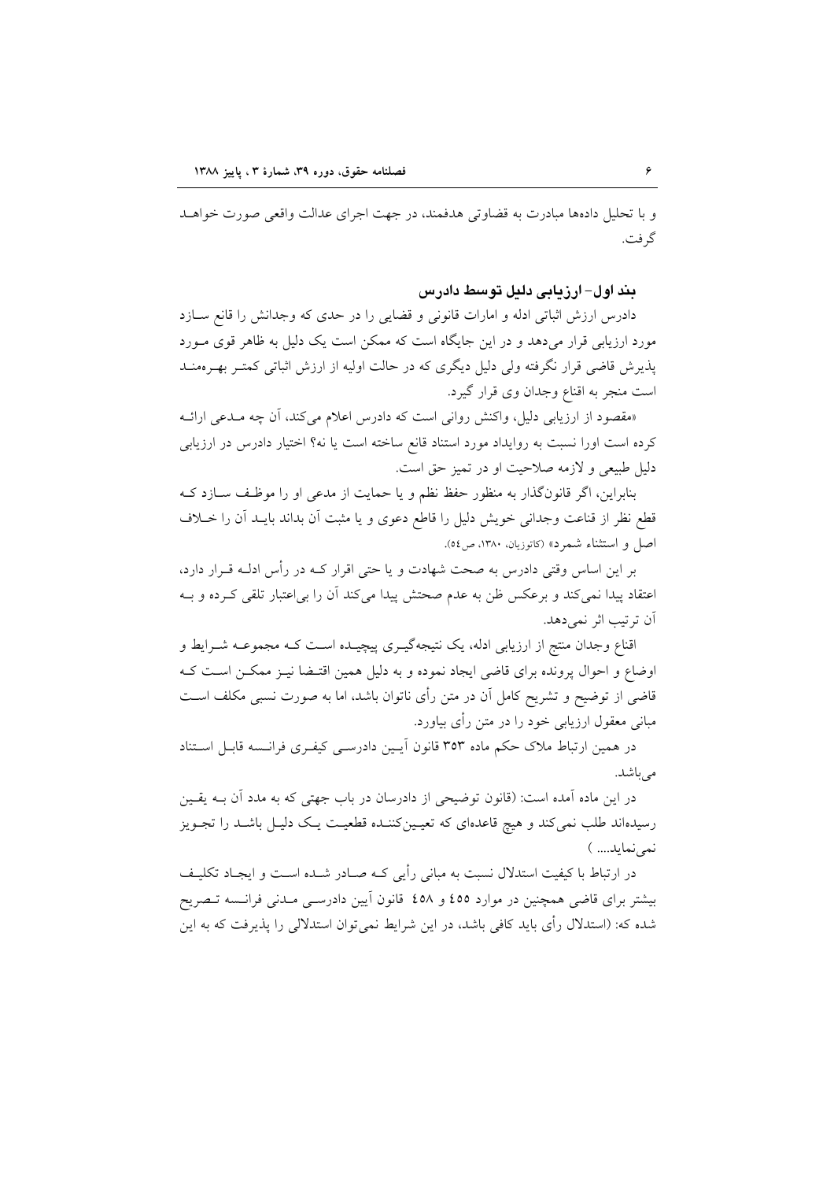و با تحلیل داده‌ها مبادرت به قضاوتی هدفمند، در جهت اجرای عدالت واقعی صورت خواهد گرفت.

### بند اول- ارزیابی دلیل توسط دادرس

دادرس ارزش اثباتی ادله و امارات قانونی و قضایی را در حدی که وجدانش را قانع سازد مورد ارزیابی قرار می‌دهد و در این جایگاه است که ممکن است یک دلیل به ظاهر قوی مورد پذیرش قاضی قرار نگرفته ولی دلیل دیگری که در حالت اولیه از ارزش اثباتی کمتر بهره‌مند است منجر به اقناع وجدان وی قرار گیرد.

«مقصود از ارزیابی دلیل، واکنش روانی است که دادرس اعلام می‌کند، آن چه مدعی ارائه کرده است اورا نسبت به رویداد مورد استناد قانع ساخته است یا نه؟ اختیار دادرس در ارزیابی دلیل طبیعی و لازمه صلاحیت او در تمیز حق است.

بنابراین، اگر قانون‌گذار به منظور حفظ نظم و یا حمایت از مدعی او را موظف سازد که قطع نظر از قناعت وجدانی خویش دلیل را قاطع دعوی و یا مثبت آن بداند باید آن را خلاف اصل و استثناء شمرد» (کاتوزیان، ۱۳۸۰، ص٥٤).

بر این اساس وقتی دادرس به صحت شهادت و یا حتی اقرار که در رأس ادله قرار دارد، اعتقاد پیدا نمی‌کند و برعکس ظن به عدم صحتش پیدا می‌کند آن را بی‌اعتبار تلقی کرده و به آن ترتیب اثر نمی‌دهد.

اقناع وجدان منتج از ارزیابی ادله، یک نتیجه‌گیری پیچیده است که مجموعه شرایط و اوضاع و احوال پرونده برای قاضی ایجاد نموده و به دلیل همین اقتضا نیز ممکن است که قاضی از توضیح و تشریح کامل آن در متن رأی ناتوان باشد، اما به صورت نسبی مکلف است مبانی معقول ارزیابی خود را در متن رأی بیاورد.

در همین ارتباط ملاک حکم ماده ۳۵۳ قانون آیین دادرسی کیفری فرانسه قابل استناد می‌باشد.

در این ماده آمده است: (قانون توضیحی از دادرسان در باب جهتی که به مدد آن به یقین رسیده‌اند طلب نمی‌کند و هیچ قاعده‌ای که تعیین‌کننده قطعیت یک دلیل باشد را تجویز نمی‌نماید.... )

در ارتباط با کیفیت استدلال نسبت به مبانی رأیی که صادر شده است و ایجاد تکلیف بیشتر برای قاضی همچنین در موارد ٤٥٥ و ٤٥٨ قانون آیین دادرسی مدنی فرانسه تصریح شده که: (استدلال رأی باید کافی باشد، در این شرایط نمی‌توان استدلالی را پذیرفت که به این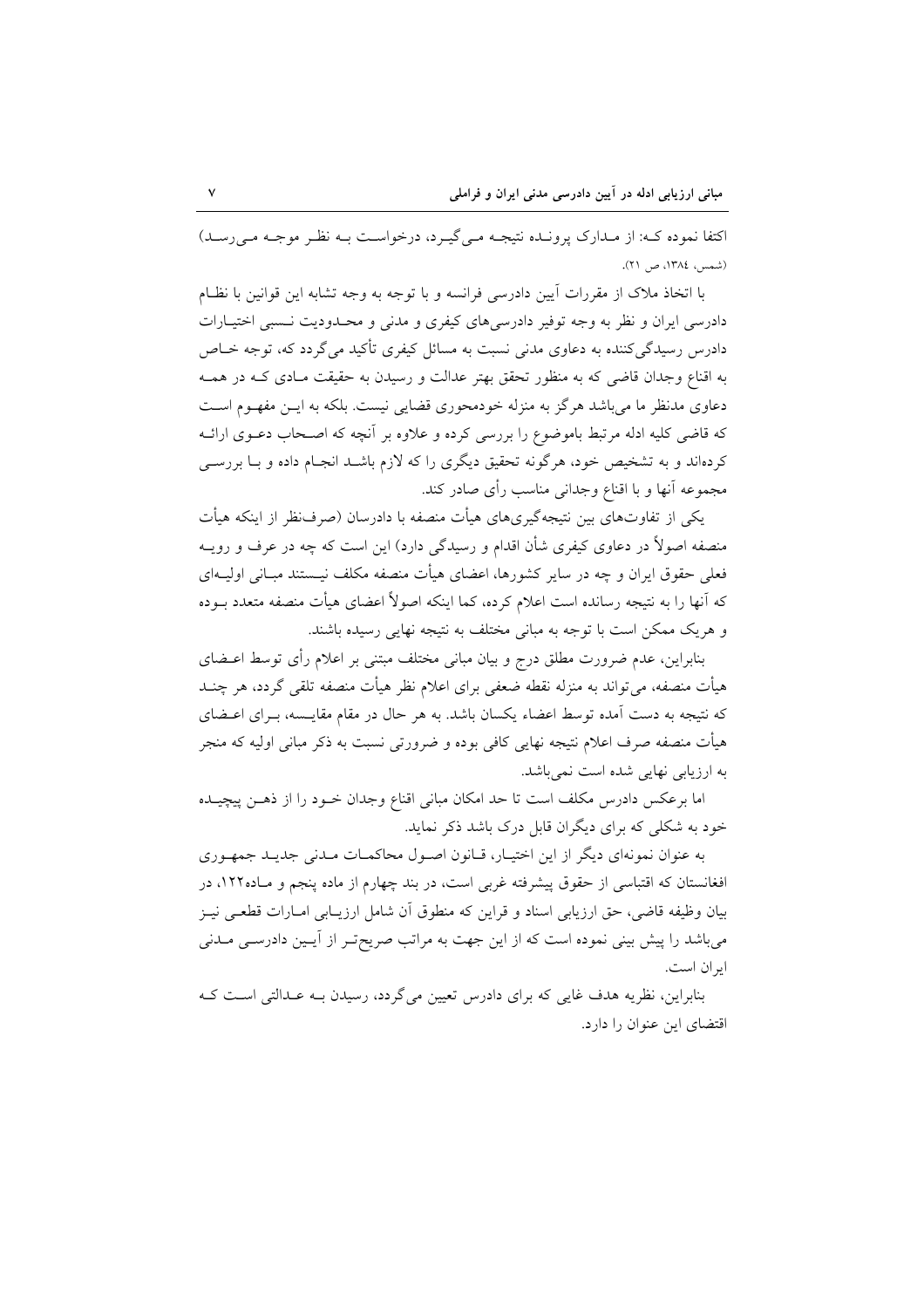اکتفا نموده که: از مدارک پرونده نتیجه می‌گیرد، درخواست به نظر موجه می‌رسد) (شمس، ۱۳۸٤، ص ۲۱).

با اتخاذ ملاک از مقررات آیین دادرسی فرانسه و با توجه به وجه تشابه این قوانین با نظام دادرسی ایران و نظر به وجه توفیر دادرسی‌های کیفری و مدنی و محدودیت نسبی اختیارات دادرس رسیدگی‌کننده به دعاوی مدنی نسبت به مسائل کیفری تأکید می‌گردد که، توجه خاص به اقناع وجدان قاضی که به منظور تحقق بهتر عدالت و رسیدن به حقیقت مادی که در همه دعاوی مدنظر ما می‌باشد هرگز به منزله خودمحوری قضایی نیست. بلکه به این مفهوم است که قاضی کلیه ادله مرتبط باموضوع را بررسی کرده و علاوه بر آنچه که اصحاب دعوی ارائه کرده‌اند و به تشخیص خود، هرگونه تحقیق دیگری را که لازم باشد انجام داده و با بررسی مجموعه آنها و با اقناع وجدانی مناسب رأی صادر کند.

یکی از تفاوت‌های بین نتیجه‌گیری‌های هیأت منصفه با دادرسان (صرف‌نظر از اینکه هیأت منصفه اصولاً در دعاوی کیفری شأن اقدام و رسیدگی دارد) این است که چه در عرف و رویه فعلی حقوق ایران و چه در سایر کشورها، اعضای هیأت منصفه مکلف نیستند مبانی اولیه‌ای که آنها را به نتیجه رسانده است اعلام کرده، کما اینکه اصولاً اعضای هیأت منصفه متعدد بوده و هریک ممکن است با توجه به مبانی مختلف به نتیجه نهایی رسیده باشند.

بنابراین، عدم ضرورت مطلق درج و بیان مبانی مختلف مبتنی بر اعلام رأی توسط اعضای هیأت منصفه، می‌تواند به منزله نقطه ضعفی برای اعلام نظر هیأت منصفه تلقی گردد، هر چند که نتیجه به دست آمده توسط اعضاء یکسان باشد. به هر حال در مقام مقایسه، برای اعضای هیأت منصفه صرف اعلام نتیجه نهایی کافی بوده و ضرورتی نسبت به ذکر مبانی اولیه که منجر به ارزیابی نهایی شده است نمی‌باشد.

اما برعکس دادرس مکلف است تا حد امکان مبانی اقناع وجدان خود را از ذهن پیچیده خود به شکلی که برای دیگران قابل درک باشد ذکر نماید.

به عنوان نمونه‌ای دیگر از این اختیار، قانون اصول محاکمات مدنی جدید جمهوری افغانستان که اقتباسی از حقوق پیشرفته غربی است، در بند چهارم از ماده پنجم و ماده۱۲۲، در بیان وظیفه قاضی، حق ارزیابی اسناد و قراین که منطوق آن شامل ارزیابی امارات قطعی نیز می‌باشد را پیش بینی نموده است که از این جهت به مراتب صریح‌تر از آیین دادرسی مدنی ایران است.

بنابراین، نظریه هدف غایی که برای دادرس تعیین می‌گردد، رسیدن به عدالتی است که اقتضای این عنوان را دارد.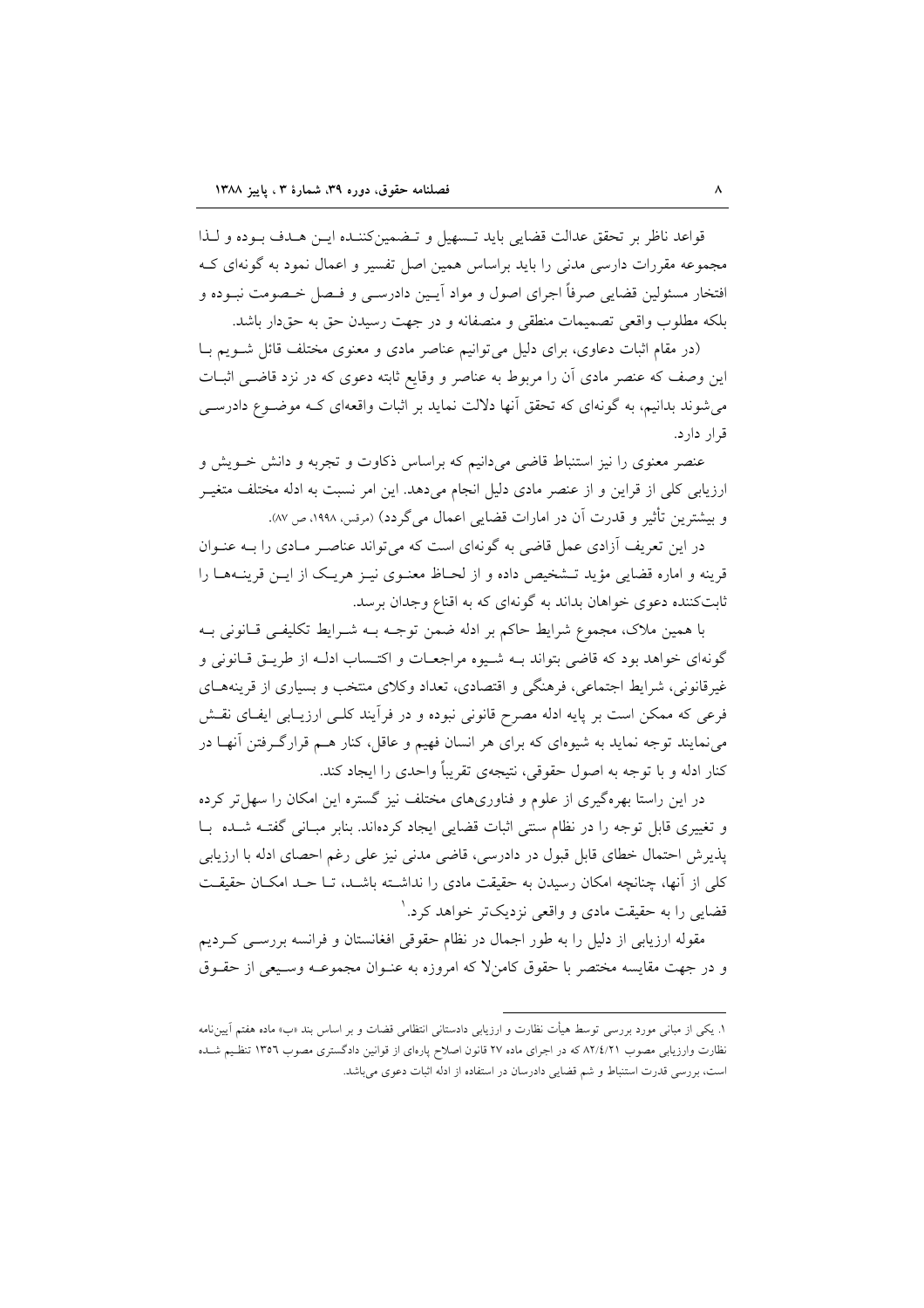قواعد ناظر بر تحقق عدالت قضایی باید تسهیل و تضمین‌کننده این هدف بوده و لذا مجموعه مقررات دارسی مدنی را باید براساس همین اصل تفسیر و اعمال نمود به گونه‌ای که افتخار مسئولین قضایی صرفاً اجرای اصول و مواد آیین دادرسی و فصل خصومت نبوده و بلکه مطلوب واقعی تصمیمات منطقی و منصفانه و در جهت رسیدن حق به حق‌دار باشد.

(در مقام اثبات دعاوی، برای دلیل می‌توانیم عناصر مادی و معنوی مختلف قائل شویم با این وصف که عنصر مادی آن را مربوط به عناصر و وقایع ثابته دعوی که در نزد قاضی اثبات می‌شوند بدانیم، به گونه‌ای که تحقق آنها دلالت نماید بر اثبات واقعه‌ای که موضوع دادرسی قرار دارد.

عنصر معنوی را نیز استنباط قاضی می‌دانیم که براساس ذکاوت و تجربه و دانش خویش و ارزیابی کلی از قراین و از عنصر مادی دلیل انجام می‌دهد. این امر نسبت به ادله مختلف متغیر و بیشترین تأثیر و قدرت آن در امارات قضایی اعمال می‌گردد) (مرقس، ۱۹۹۸، ص ۸۷).

در این تعریف آزادی عمل قاضی به گونه‌ای است که می‌تواند عناصر مادی را به عنوان قرینه و اماره قضایی مؤید تشخیص داده و از لحاظ معنوی نیز هریک از این قرینه‌ها را ثابت‌کننده دعوی خواهان بداند به گونه‌ای که به اقناع وجدان برسد.

با همین ملاک، مجموع شرایط حاکم بر ادله ضمن توجه به شرایط تکلیفی قانونی به گونه‌ای خواهد بود که قاضی بتواند به شیوه مراجعات و اکتساب ادله از طریق قانونی و غیرقانونی، شرایط اجتماعی، فرهنگی و اقتصادی، تعداد وکلای منتخب و بسیاری از قرینه‌های فرعی که ممکن است بر پایه ادله مصرح قانونی نبوده و در فرآیند کلی ارزیابی ایفای نقش می‌نمایند توجه نماید به شیوه‌ای که برای هر انسان فهیم و عاقل، کنار هم قرارگرفتن آنها در کنار ادله و با توجه به اصول حقوقی، نتیجه‌ی تقریباً واحدی را ایجاد کند.

در این راستا بهره‌گیری از علوم و فناوری‌های مختلف نیز گستره این امکان را سهل‌تر کرده و تغییری قابل توجه را در نظام سنتی اثبات قضایی ایجاد کرده‌اند. بنابر مبانی گفته شده با پذیرش احتمال خطای قابل قبول در دادرسی، قاضی مدنی نیز علی رغم احصای ادله با ارزیابی کلی از آنها، چنانچه امکان رسیدن به حقیقت مادی را نداشته باشد، تا حد امکان حقیقت قضایی را به حقیقت مادی و واقعی نزدیک‌تر خواهد کرد.[1]

مقوله ارزیابی از دلیل را به طور اجمال در نظام حقوقی افغانستان و فرانسه بررسی کردیم و در جهت مقایسه مختصر با حقوق کامن‌لا که امروزه به عنوان مجموعه وسیعی از حقوق

---

۱. یکی از مبانی مورد بررسی توسط هیأت نظارت و ارزیابی دادستانی انتظامی قضات و بر اساس بند «ب» ماده هفتم آیین‌نامه نظارت وارزیابی مصوب ۸۲/۴/۲۱ که در اجرای ماده ۲۷ قانون اصلاح پاره‌ای از قوانین دادگستری مصوب ۱۳۵۶ تنظیم شده است، بررسی قدرت استنباط و شم قضایی دادرسان در استفاده از ادله اثبات دعوی می‌باشد.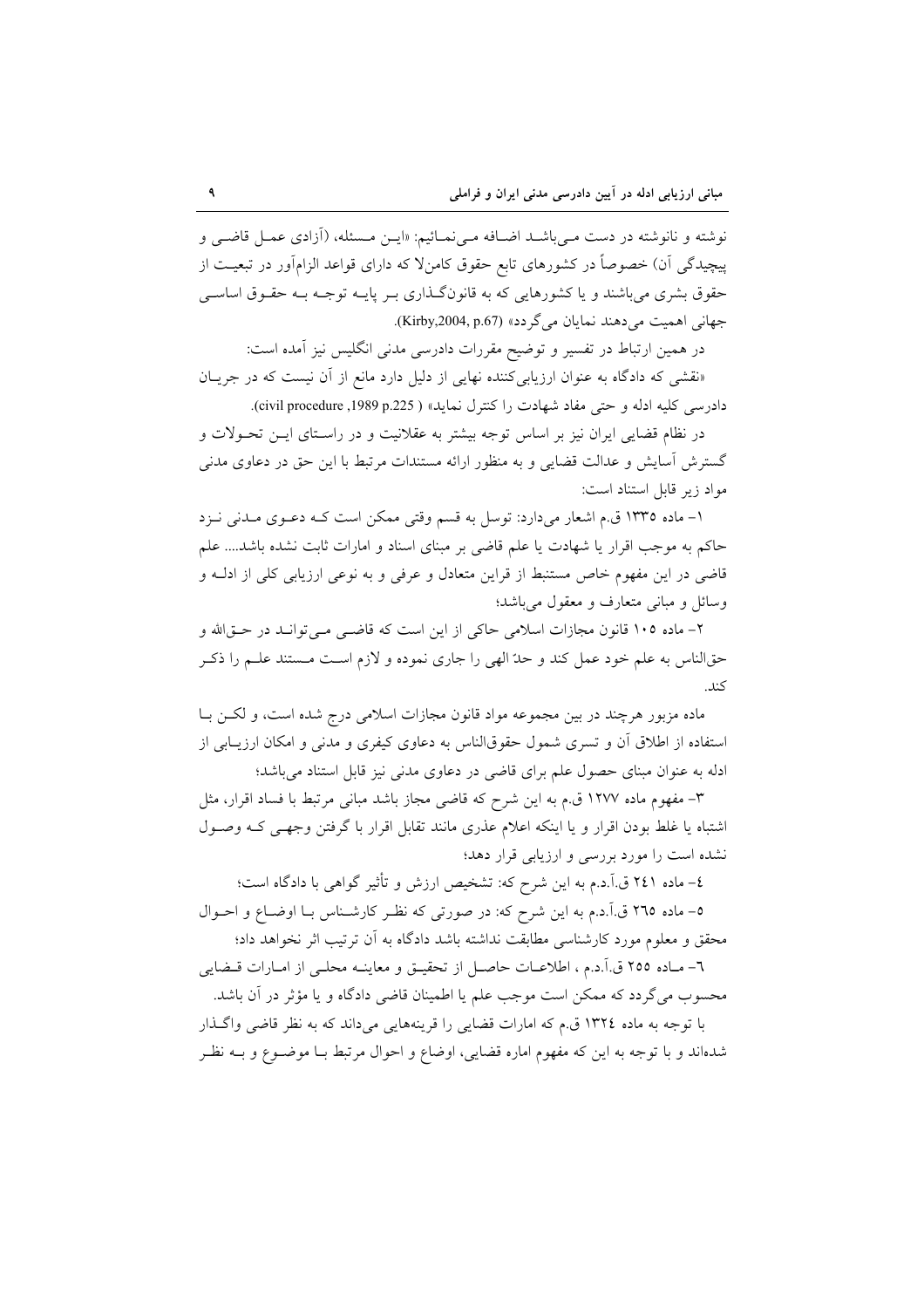نوشته و نانوشته در دست می‌باشد اضافه می‌نمائیم: «این مسئله، (آزادی عمل قاضی و پیچیدگی آن) خصوصاً در کشورهای تابع حقوق کامن‌لا که دارای قواعد الزام‌آور در تبعیت از حقوق بشری می‌باشند و یا کشورهایی که به قانون‌گذاری بر پایه توجه به حقوق اساسی جهانی اهمیت می‌دهند نمایان می‌گردد» (Kirby,2004, p.67).

در همین ارتباط در تفسیر و توضیح مقررات دادرسی مدنی انگلیس نیز آمده است: «نقشی که دادگاه به عنوان ارزیابی‌کننده نهایی از دلیل دارد مانع از آن نیست که در جریان دادرسی کلیه ادله و حتی مفاد شهادت را کنترل نماید» (civil procedure ,1989 p.225).

در نظام قضایی ایران نیز بر اساس توجه بیشتر به عقلانیت و در راستای این تحولات و گسترش آسایش و عدالت قضایی و به منظور ارائه مستندات مرتبط با این حق در دعاوی مدنی مواد زیر قابل استناد است:

۱- ماده ۱۳۳۵ ق.م اشعار می‌دارد: توسل به قسم وقتی ممکن است کـه دعوی مدنی نزد حاکم به موجب اقرار یا شهادت یا علم قاضی بر مبنای اسناد و امارات ثابت نشده باشد.... علم قاضی در این مفهوم خاص مستنبط از قراین متعادل و عرفی و به نوعی ارزیابی کلی از ادلـه و وسائل و مبانی متعارف و معقول می‌باشد؛

۲- ماده ۱۰۵ قانون مجازات اسلامی حاکی از این است که قاضی می‌تواند در حق‌الله و حق‌الناس به علم خود عمل کند و حدّ الهی را جاری نموده و لازم است مستند علم را ذکر کند.

ماده مزبور هرچند در بین مجموعه مواد قانون مجازات اسلامی درج شده است، و لکن با استفاده از اطلاق آن و تسری شمول حقوق‌الناس به دعاوی کیفری و مدنی و امکان ارزیابی از ادله به عنوان مبنای حصول علم برای قاضی در دعاوی مدنی نیز قابل استناد می‌باشد؛

۳- مفهوم ماده ۱۲۷۷ ق.م به این شرح که قاضی مجاز باشد مبانی مرتبط با فساد اقرار، مثل اشتباه یا غلط بودن اقرار و یا اینکه اعلام عذری مانند تقابل اقرار با گرفتن وجهی کـه وصول نشده است را مورد بررسی و ارزیابی قرار دهد؛

۴- ماده ۲۴۱ ق.آ.د.م به این شرح که: تشخیص ارزش و تأثیر گواهی با دادگاه است؛

۵- ماده ۲۶۵ ق.آ.د.م به این شرح که: در صورتی که نظر کارشناس بـا اوضـاع و احـوال محقق و معلوم مورد کارشناسی مطابقت نداشته باشد دادگاه به آن ترتیب اثر نخواهد داد؛

۶- مـاده ۲۵۵ ق.آ.د.م ، اطلاعـات حاصـل از تحقیـق و معاینـه محلـی از امـارات قـضایی محسوب می‌گردد که ممکن است موجب علم یا اطمینان قاضی دادگاه و یا مؤثر در آن باشد.

با توجه به ماده ۱۳۲۴ ق.م که امارات قضایی را قرینه‌هایی می‌داند که به نظر قاضی واگـذار شده‌اند و با توجه به این که مفهوم اماره قضایی، اوضاع و احوال مرتبط بـا موضـوع و بـه نظـر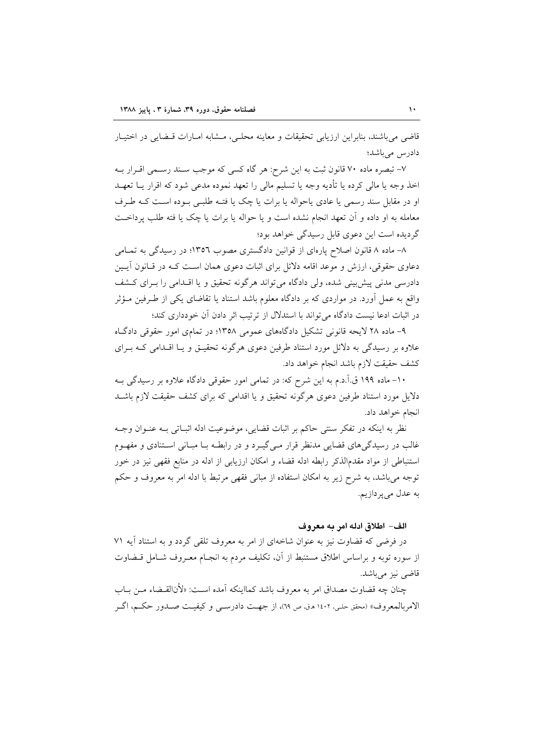قاضی می‌باشند، بنابراین ارزیابی تحقیقات و معاینه محلی، مشابه امارات قضایی در اختیار دادرس می‌باشد؛

۷- تبصره ماده ۷۰ قانون ثبت به این شرح: هر گاه کسی که موجب سند رسمی اقرار به اخذ وجه یا مالی کرده یا تأدیه وجه یا تسلیم مالی را تعهد نموده مدعی شود که اقرار یا تعهد او در مقابل سند رسمی یا عادی یاحواله یا برات یا چک یا فته طلبی بوده است که طرف معامله به او داده و آن تعهد انجام نشده است و یا حواله یا برات یا چک یا فته طلب پرداخت گردیده است این دعوی قابل رسیدگی خواهد بود؛

۸- ماده ۸ قانون اصلاح پاره‌ای از قوانین دادگستری مصوب ۱۳۵۶؛ در رسیدگی به تمامی دعاوی حقوقی، ارزش و موعد اقامه دلائل برای اثبات دعوی همان است که در قانون آیین دادرسی مدنی پیش‌بینی شده، ولی دادگاه می‌تواند هرگونه تحقیق و یا اقدامی را برای کشف واقع به عمل آورد. در مواردی که بر دادگاه معلوم باشد استناد یا تقاضای یکی از طرفین مؤثر در اثبات ادعا نیست دادگاه می‌تواند با استدلال از ترتیب اثر دادن آن خودداری کند؛

۹- ماده ۲۸ لایحه قانونی تشکیل دادگاههای عمومی ۱۳۵۸؛ در تمامی امور حقوقی دادگاه علاوه بر رسیدگی به دلائل مورد استناد طرفین دعوی هرگونه تحقیق و یا اقدامی که برای کشف حقیقت لازم باشد انجام خواهد داد.

۱۰- ماده ۱۹۹ ق.آ.د.م به این شرح که: در تمامی امور حقوقی دادگاه علاوه بر رسیدگی به دلایل مورد استناد طرفین دعوی هرگونه تحقیق و یا اقدامی که برای کشف حقیقت لازم باشد انجام خواهد داد.

نظر به اینکه در تفکر سنتی حاکم بر اثبات قضایی، موضوعیت ادله اثباتی به عنوان وجه غالب در رسیدگی‌های قضایی مدنظر قرار می‌گیرد و در رابطه با مبانی استنادی و مفهوم استنباطی از مواد مقدم‌الذکر رابطه ادله قضاء و امکان ارزیابی از ادله در منابع فقهی نیز در خور توجه می‌باشد، به شرح زیر به امکان استفاده از مبانی فقهی مرتبط با ادله امر به معروف و حکم به عدل می‌پردازیم.

### الف- اطلاق ادله امر به معروف

در فرضی که قضاوت نیز به عنوان شاخه‌ای از امر به معروف تلقی گردد و به استناد آیه ۷۱ از سوره توبه و براساس اطلاق مستنبط از آن، تکلیف مردم به انجام معروف شامل قضاوت قاضی نیز می‌باشد.

چنان چه قضاوت مصداق امر به معروف باشد کمااینکه آمده است: «لأن‌القضاء من باب الامربالمعروف» (محقق حلی، ۱۴۰۲ هـ.ق، ص ۶۹)، از جهت دادرسی و کیفیت صدور حکم، اگر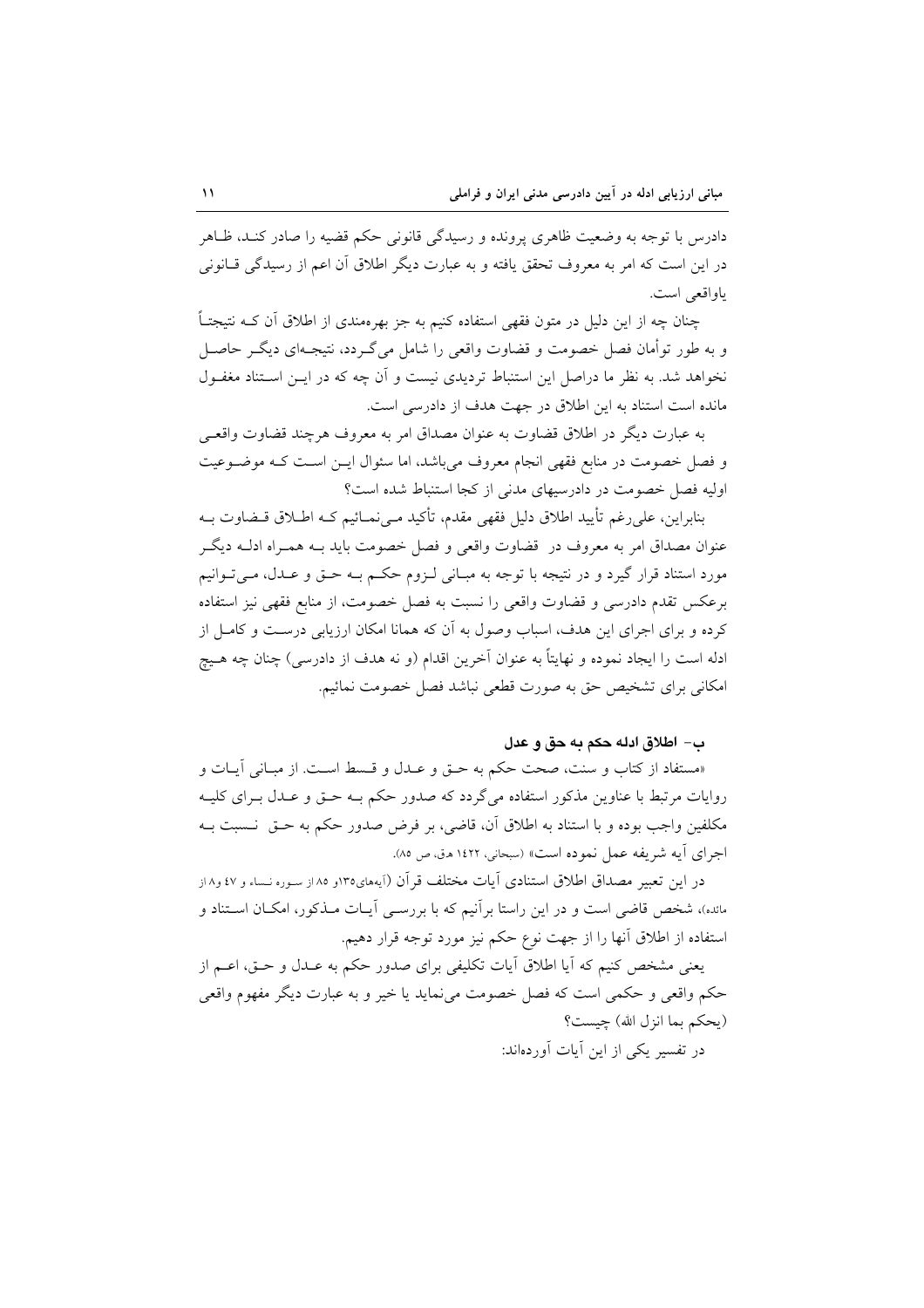دادرس با توجه به وضعیت ظاهری پرونده و رسیدگی قانونی حکم قضیه را صادر کند، ظاهر در این است که امر به معروف تحقق یافته و به عبارت دیگر اطلاق آن اعم از رسیدگی قانونی یاواقعی است.

چنان چه از این دلیل در متون فقهی استفاده کنیم به جز بهره‌مندی از اطلاق آن کـه نتیجتاً و به طور توأمان فصل خصومت و قضاوت واقعی را شامل می‌گردد، نتیجه‌ای دیگر حاصل نخواهد شد. به نظر ما دراصل این استنباط تردیدی نیست و آن چه که در این استناد مغفول مانده است استناد به این اطلاق در جهت هدف از دادرسی است.

به عبارت دیگر در اطلاق قضاوت به عنوان مصداق امر به معروف هرچند قضاوت واقعی و فصل خصومت در منابع فقهی انجام معروف می‌باشد، اما سئوال این است کـه موضوعیت اولیه فصل خصومت در دادرسیهای مدنی از کجا استنباط شده است؟

بنابراین، علی‌رغم تأیید اطلاق دلیل فقهی مقدم، تأکید مـی‌نمـائیم کـه اطـلاق قـضاوت بـه عنوان مصداق امر به معروف در قضاوت واقعی و فصل خصومت باید بـه همـراه ادلـه دیگـر مورد استناد قرار گیرد و در نتیجه با توجه به مبـانی لـزوم حکـم بـه حـق و عـدل، مـی‌تـوانیم برعکس تقدم دادرسی و قضاوت واقعی را نسبت به فصل خصومت، از منابع فقهی نیز استفاده کرده و برای اجرای این هدف، اسباب وصول به آن که همانا امکان ارزیابی درست و کامل از ادله است را ایجاد نموده و نهایتاً به عنوان آخرین اقدام (و نه هدف از دادرسی) چنان چه هیچ امکانی برای تشخیص حق به صورت قطعی نباشد فصل خصومت نمائیم.

### ب- اطلاق ادله حکم به حق و عدل

«مستفاد از کتاب و سنت، صحت حکم به حـق و عـدل و قـسط اسـت. از مبـانی آیـات و روایات مرتبط با عناوین مذکور استفاده می‌گردد که صدور حکم بـه حـق و عـدل بـرای کلیـه مکلفین واجب بوده و با استناد به اطلاق آن، قاضی، بر فرض صدور حکم به حـق نـسبت بـه اجرای آیه شریفه عمل نموده است» (سبحانی، ۱۴۲۲ هق، ص ۸۵).

در این تعبیر مصداق اطلاق استنادی آیات مختلف قرآن (آیه‌های۱۳۵و ۸۵ از سوره نساء و ۴۷ و۸ از مائده)، شخص قاضی است و در این راستا برآنیم که با بررسـی آیـات مـذکور، امکـان اسـتناد و استفاده از اطلاق آنها را از جهت نوع حکم نیز مورد توجه قرار دهیم.

یعنی مشخص کنیم که آیا اطلاق آیات تکلیفی برای صدور حکم به عـدل و حـق، اعـم از حکم واقعی و حکمی است که فصل خصومت می‌نماید یا خیر و به عبارت دیگر مفهوم واقعی (یحکم بما انزل الله) چیست؟

در تفسیر یکی از این آیات آورده‌اند: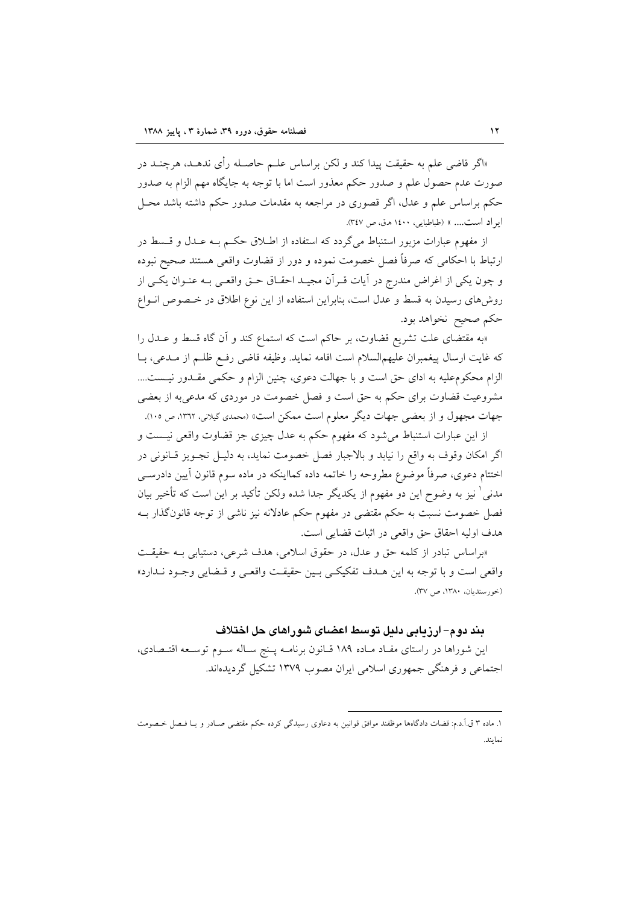«اگر قاضی علم به حقیقت پیدا کند و لکن براساس علـم حاصـله رأی ندهـد، هرچنـد در صورت عدم حصول علم و صدور حکم معذور است اما با توجه به جایگاه مهم الزام به صدور حکم براساس علم و عدل، اگر قصوری در مراجعه به مقدمات صدور حکم داشته باشد محـل ایراد است.... » (طباطبایی، ۱۴۰۰ هـق، ص ۳۴۷).

از مفهوم عبارات مزبور استنباط می‌گردد که استفاده از اطـلاق حکـم بـه عـدل و قـسط در ارتباط با احکامی که صرفاً فصل خصومت نموده و دور از قضاوت واقعی هستند صحیح نبوده و چون یکی از اغراض مندرج در آیات قـرآن مجیـد احقـاق حـق واقعـی بـه عنـوان یکـی از روش‌های رسیدن به قسط و عدل است، بنابراین استفاده از این نوع اطلاق در خـصوص انـواع حکم صحیح نخواهد بود.

«به مقتضای علت تشریع قضاوت، بر حاکم است که استماع کند و آن گاه قسط و عـدل را که غایت ارسال پیغمبران علیهم‌السلام است اقامه نماید. وظیفه قاضی رفـع ظلـم از مـدعی، بـا الزام محکوم‌علیه به ادای حق است و با جهالت دعوی، چنین الزام و حکمی مقـدور نیـست.... مشروعیت قضاوت برای حکم به حق است و فصل خصومت در موردی که مدعی‌به از بعضی جهات مجهول و از بعضی جهات دیگر معلوم است ممکن است» (محمدی گیلانی، ۱۳۶۲، ص ۱۰۵).

از این عبارات استنباط می‌شود که مفهوم حکم به عدل چیزی جز قضاوت واقعی نیـست و اگر امکان وقوف به واقع را نیابد و بالاجبار فصل خصومت نماید، به دلیـل تجـویز قـانونی در اختتام دعوی، صرفاً موضوع مطروحه را خاتمه داده کمااینکه در ماده سوم قانون آیین دادرسـی مدنی[1] نیز به وضوح این دو مفهوم از یکدیگر جدا شده ولکن تأکید بر این است که تأخیر بیان فصل خصومت نسبت به حکم مقتضی در مفهوم حکم عادلانه نیز ناشی از توجه قانونگذار بـه هدف اولیه احقاق حق واقعی در اثبات قضایی است.

«براساس تبادر از کلمه حق و عدل، در حقوق اسلامی، هدف شرعی، دستیابی بـه حقیقـت واقعی است و با توجه به این هـدف تفکیکـی بـین حقیقـت واقعـی و قـضایی وجـود نـدارد» (خورسندیان، ۱۳۸۰، ص ۳۷).

### بند دوم- ارزیابی دلیل توسط اعضای شوراهای حل اختلاف

این شوراها در راستای مفـاد مـاده ۱۸۹ قـانون برنامـه پـنج سـاله سـوم توسـعه اقتـصادی، اجتماعی و فرهنگی جمهوری اسلامی ایران مصوب ۱۳۷۹ تشکیل گردیده‌اند.

---

۱. ماده ۳ ق.آ.د.م: قضات دادگاه‌ها موظفند موافق قوانین به دعاوی رسیدگی کرده حکم مقتضی صـادر و یـا فـصل خـصومت نمایند.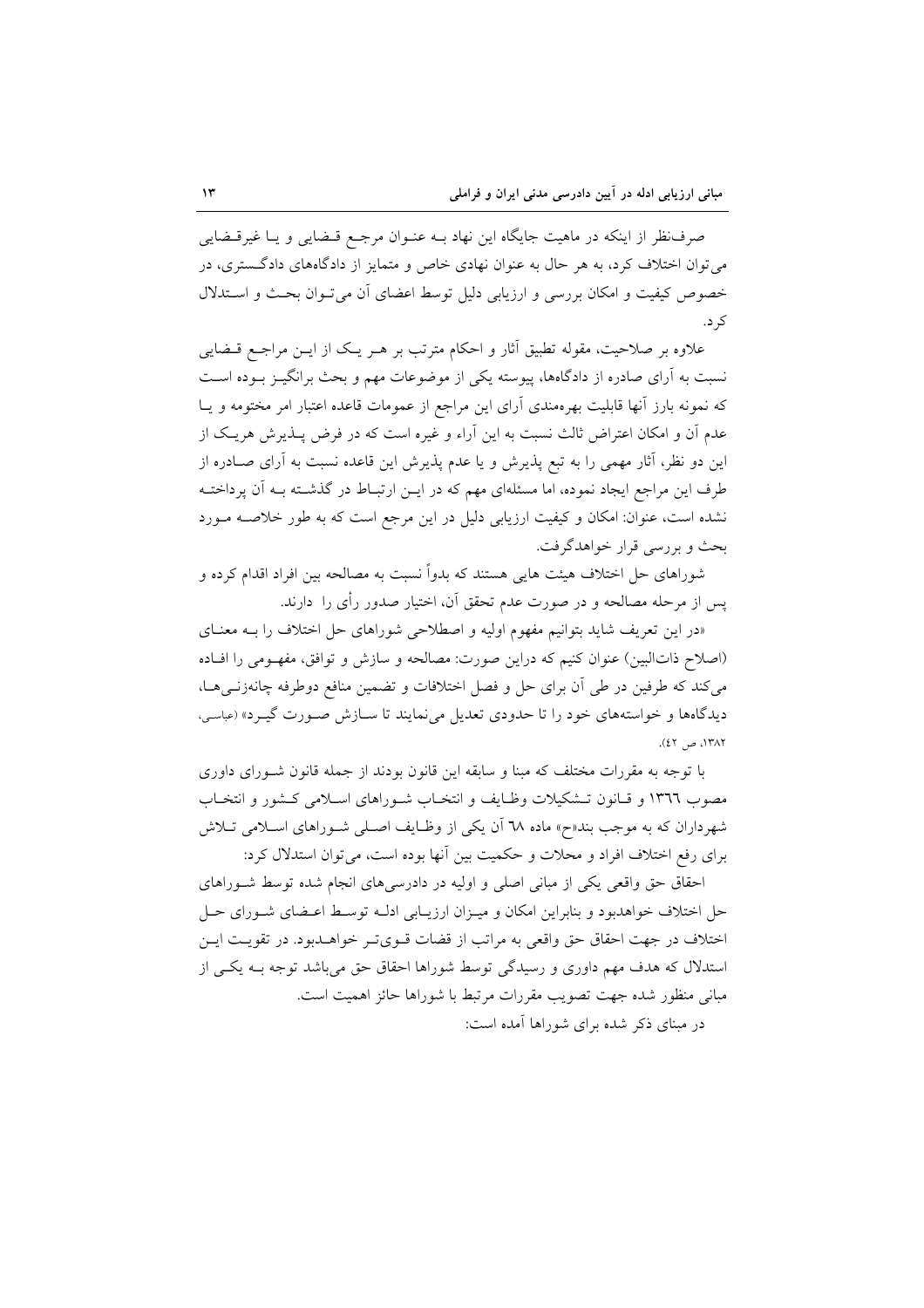صرف‌نظر از اینکه در ماهیت جایگاه این نهاد بـه عنـوان مرجـع قـضایی و یـا غیرقـضایی می‌توان اختلاف کرد، به هر حال به عنوان نهادی خاص و متمایز از دادگاه‌های دادگستری، در خصوص کیفیت و امکان بررسی و ارزیابی دلیل توسط اعضای آن می‌تـوان بحـث و اسـتدلال کرد.

علاوه بر صلاحیت، مقوله تطبیق آثار و احکام مترتب بر هـر یـک از ایـن مراجـع قـضایی نسبت به آرای صادره از دادگاه‌ها، پیوسته یکی از موضوعات مهم و بحث برانگیـز بـوده اسـت که نمونه بارز آنها قابلیت بهره‌مندی آرای این مراجع از عمومات قاعده اعتبار امر مختومه و یـا عدم آن و امکان اعتراض ثالث نسبت به این آراء و غیره است که در فرض پـذیرش هریـک از این دو نظر، آثار مهمی را به تبع پذیرش و یا عدم پذیرش این قاعده نسبت به آرای صـادره از طرف این مراجع ایجاد نموده، اما مسئله‌ای مهم که در ایـن ارتبـاط در گذشـته بـه آن پرداختـه نشده است، عنوان: امکان و کیفیت ارزیابی دلیل در این مرجع است که به طور خلاصـه مـورد بحث و بررسی قرار خواهدگرفت.

شوراهای حل اختلاف هیئت هایی هستند که بدواً نسبت به مصالحه بین افراد اقدام کرده و پس از مرحله مصالحه و در صورت عدم تحقق آن، اختیار صدور رأی را دارند.

«در این تعریف شاید بتوانیم مفهوم اولیه و اصطلاحی شوراهای حل اختلاف را بـه معنـای (اصلاح ذات‌البین) عنوان کنیم که دراین صورت: مصالحه و سازش و توافق، مفهـومی را افـاده می‌کند که طرفین در طی آن برای حل و فصل اختلافات و تضمین منافع دوطرفه چانه‌زنـی‌هـا، دیدگاه‌ها و خواسته‌های خود را تا حدودی تعدیل می‌نمایند تا سـازش صـورت گیـرد» (عباسی، ۱۳۸۲، ص ٤٢).

با توجه به مقررات مختلف که مبنا و سابقه این قانون بودند از جمله قانون شـورای داوری مصوب ١٣٦٦ و قـانون تـشکیلات وظـایف و انتخـاب شـوراهای اسـلامی کـشور و انتخـاب شهرداران که به موجب بند«ح» ماده ٦٨ آن یکی از وظـایف اصـلی شـوراهای اسـلامی تـلاش برای رفع اختلاف افراد و محلات و حکمیت بین آنها بوده است، می‌توان استدلال کرد:

احقاق حق واقعی یکی از مبانی اصلی و اولیه در دادرسی‌های انجام شده توسط شـوراهای حل اختلاف خواهدبود و بنابراین امکان و میـزان ارزیـابی ادلـه توسـط اعـضای شـورای حـل اختلاف در جهت احقاق حق واقعی به مراتب از قضات قـوی‌تـر خواهـدبود. در تقویـت ایـن استدلال که هدف مهم داوری و رسیدگی توسط شوراها احقاق حق می‌باشد توجه بـه یکـی از مبانی منظور شده جهت تصویب مقررات مرتبط با شوراها حائز اهمیت است.

در مبنای ذکر شده برای شوراها آمده است: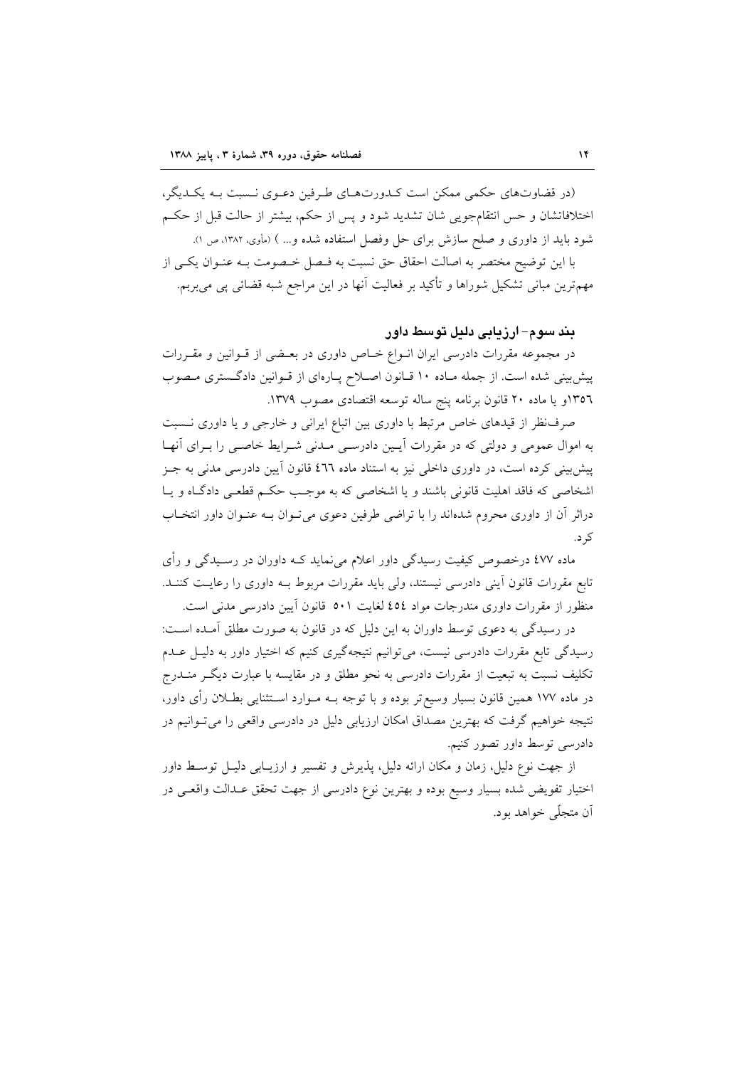(در قضاوت‌های حکمی ممکن است کدورت‌های طرفین دعوی نسبت به یکدیگر، اختلافاتشان و حس انتقام‌جویی شان تشدید شود و پس از حکم، بیشتر از حالت قبل از حکم شود باید از داوری و صلح سازش برای حل وفصل استفاده شده و... ) (مأوی، ۱۳۸۲، ص ۱).

با این توضیح مختصر به اصالت احقاق حق نسبت به فصل خصومت به عنوان یکی از مهم‌ترین مبانی تشکیل شوراها و تأکید بر فعالیت آنها در این مراجع شبه قضائی پی می‌بربم.

### بند سوم- ارزیابی دلیل توسط داور

در مجموعه مقررات دادرسی ایران انواع خاص داوری در بعضی از قوانین و مقررات پیش‌بینی شده است. از جمله ماده ۱۰ قانون اصلاح پاره‌ای از قوانین دادگستری مصوب ۱۳۵٦و یا ماده ۲۰ قانون برنامه پنج ساله توسعه اقتصادی مصوب ۱۳۷۹.

صرف‌نظر از قیدهای خاص مرتبط با داوری بین اتباع ایرانی و خارجی و یا داوری نسبت به اموال عمومی و دولتی که در مقررات آیین دادرسی مدنی شرایط خاصی را برای آنها پیش‌بینی کرده است، در داوری داخلی نیز به استناد ماده ٤٦٦ قانون آیین دادرسی مدنی به جز اشخاصی که فاقد اهلیت قانونی باشند و یا اشخاصی که به موجب حکم قطعی دادگاه و یا دراثر آن از داوری محروم شده‌اند را با تراضی طرفین دعوی می‌توان به عنوان داور انتخاب کرد.

ماده ٤٧٧ درخصوص کیفیت رسیدگی داور اعلام می‌نماید که داوران در رسیدگی و رأی تابع مقررات قانون آیینی دادرسی نیستند، ولی باید مقررات مربوط به داوری را رعایت کنند. منظور از مقررات داوری مندرجات مواد ٤٥٤ لغایت ٥٠١ قانون آیین دادرسی مدنی است.

در رسیدگی به دعوی توسط داوران به این دلیل که در قانون به صورت مطلق آمده است: رسیدگی تابع مقررات دادرسی نیست، می‌توانیم نتیجه‌گیری کنیم که اختیار داور به دلیل عدم تکلیف نسبت به تبعیت از مقررات دادرسی به نحو مطلق و در مقایسه با عبارت دیگر مندرج در ماده ۱۷۷ همین قانون بسیار وسیع‌تر بوده و با توجه به موارد استثنایی بطلان رأی داور، نتیجه خواهیم گرفت که بهترین مصداق امکان ارزیابی دلیل در دادرسی واقعی را می‌توانیم در دادرسی توسط داور تصور کنیم.

از جهت نوع دلیل، زمان و مکان ارائه دلیل، پذیرش و تفسیر و ارزیابی دلیل توسط داور اختیار تفویض شده بسیار وسیع بوده و بهترین نوع دادرسی از جهت تحقق عدالت واقعی در آن متجلّی خواهد بود.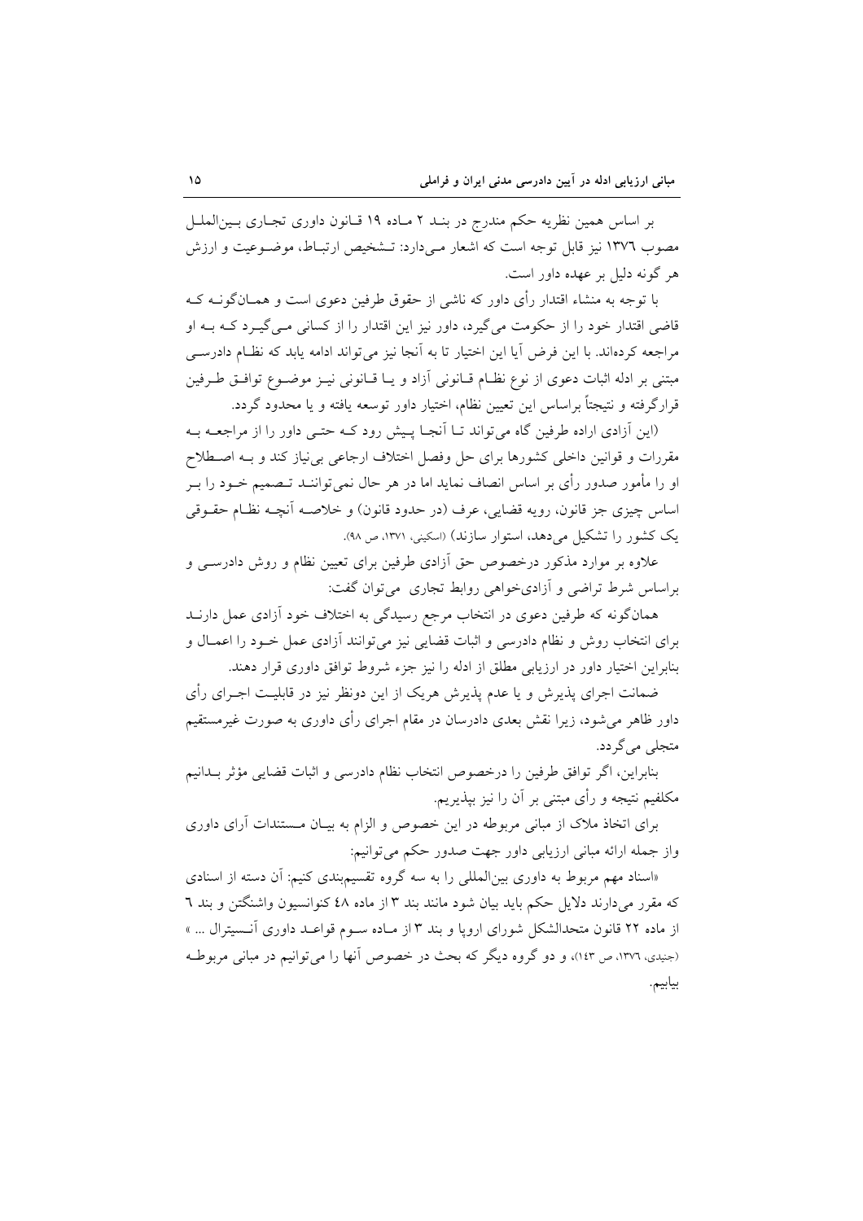بر اساس همین نظریه حکم مندرج در بنـد ۲ مـاده ۱۹ قـانون داوری تجـاری بـین‌الملـل مصوب ۱۳۷٦ نیز قابل توجه است که اشعار مـی‌دارد: تـشخیص ارتبـاط، موضـوعیت و ارزش هر گونه دلیل بر عهده داور است.

با توجه به منشاء اقتدار رأی داور که ناشی از حقوق طرفین دعوی است و همـان‌گونـه کـه قاضی اقتدار خود را از حکومت می‌گیرد، داور نیز این اقتدار را از کسانی مـی‌گیـرد کـه بـه او مراجعه کرده‌اند. با این فرض آیا این اختیار تا به آنجا نیز می‌تواند ادامه یابد که نظـام دادرسـی مبتنی بر ادله اثبات دعوی از نوع نظـام قـانونی آزاد و یـا قـانونی نیـز موضـوع توافـق طـرفین قرارگرفته و نتیجتاً براساس این تعیین نظام، اختیار داور توسعه یافته و یا محدود گردد.

(این آزادی اراده طرفین گاه می‌تواند تـا آنجـا پـیش رود کـه حتـی داور را از مراجعـه بـه مقررات و قوانین داخلی کشورها برای حل وفصل اختلاف ارجاعی بی‌نیاز کند و بـه اصـطلاح او را مأمور صدور رأی بر اساس انصاف نماید اما در هر حال نمی‌تواننـد تـصمیم خـود را بـر اساس چیزی جز قانون، رویه قضایی، عرف (در حدود قانون) و خلاصـه آنچـه نظـام حقـوقی یک کشور را تشکیل می‌دهد، استوار سازند) (اسکینی، ۱۳۷۱، ص ۹۸).

علاوه بر موارد مذکور درخصوص حق آزادی طرفین برای تعیین نظام و روش دادرسـی و براساس شرط تراضی و آزادی‌خواهی روابط تجاری می‌توان گفت:

همان‌گونه که طرفین دعوی در انتخاب مرجع رسیدگی به اختلاف خود آزادی عمل دارنـد برای انتخاب روش و نظام دادرسی و اثبات قضایی نیز می‌توانند آزادی عمل خـود را اعمـال و بنابراین اختیار داور در ارزیابی مطلق از ادله را نیز جزء شروط توافق داوری قرار دهند.

ضمانت اجرای پذیرش و یا عدم پذیرش هریک از این دونظر نیز در قابلیـت اجـرای رأی داور ظاهر می‌شود، زیرا نقش بعدی دادرسان در مقام اجرای رأی داوری به صورت غیرمستقیم متجلی می‌گردد.

بنابراین، اگر توافق طرفین را درخصوص انتخاب نظام دادرسی و اثبات قضایی مؤثر بـدانیم مکلفیم نتیجه و رأی مبتنی بر آن را نیز بپذیریم.

برای اتخاذ ملاک از مبانی مربوطه در این خصوص و الزام به بیـان مـستندات آرای داوری واز جمله ارائه مبانی ارزیابی داور جهت صدور حکم می‌توانیم:

«اسناد مهم مربوط به داوری بین‌المللی را به سه گروه تقسیم‌بندی کنیم: آن دسته از اسنادی که مقرر می‌دارند دلایل حکم باید بیان شود مانند بند ۳ از ماده ٤٨ کنوانسیون واشنگتن و بند ٦ از ماده ۲۲ قانون متحدالشکل شورای اروپا و بند ۳ از مـاده سـوم قواعـد داوری آنـسیترال ... » (جنیدی، ۱۳۷٦، ص ۱٤۳)، و دو گروه دیگر که بحث در خصوص آنها را می‌توانیم در مبانی مربوطـه بیابیم.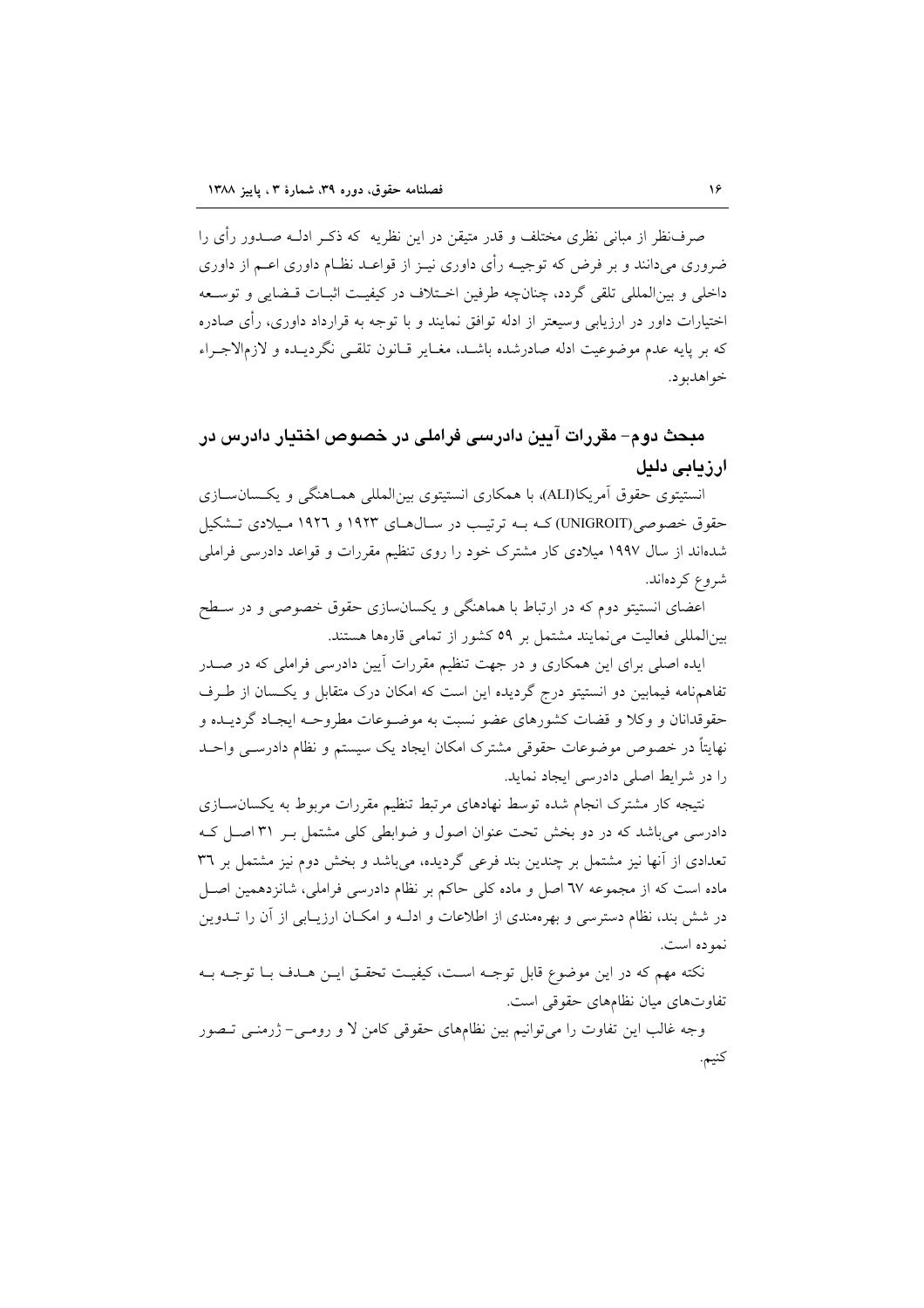صرف‌نظر از مبانی نظری مختلف و قدر متیقن در این نظریه که ذکر ادله صدور رأی را ضروری می‌دانند و بر فرض که توجیه رأی داوری نیز از قواعد نظام داوری اعم از داوری داخلی و بین‌المللی تلقی گردد، چنانچه طرفین اختلاف در کیفیت اثبات قضایی و توسعه اختیارات داور در ارزیابی وسیعتر از ادله توافق نمایند و با توجه به قرارداد داوری، رأی صادره که بر پایه عدم موضوعیت ادله صادرشده باشد، مغایر قانون تلقی نگردیده و لازم‌الاجراء خواهدبود.

## مبحث دوم- مقررات آیین دادرسی فراملی در خصوص اختیار دادرس در ارزیابی دلیل

انستیتوی حقوق آمریکا(ALI)، با همکاری انستیتوی بین‌المللی هماهنگی و یکسان‌سازی حقوق خصوصی(UNIGROIT) که به ترتیب در سال‌های ۱۹۲۳ و ۱۹۲٦ میلادی تشکیل شده‌اند از سال ۱۹۹۷ میلادی کار مشترک خود را روی تنظیم مقررات و قواعد دادرسی فراملی شروع کرده‌اند.

اعضای انستیتو دوم که در ارتباط با هماهنگی و یکسان‌سازی حقوق خصوصی و در سطح بین‌المللی فعالیت می‌نمایند مشتمل بر ۵۹ کشور از تمامی قاره‌ها هستند.

ایده اصلی برای این همکاری و در جهت تنظیم مقررات آیین دادرسی فراملی که در صدر تفاهم‌نامه فیمابین دو انستیتو درج گردیده این است که امکان درک متقابل و یکسان از طرف حقوقدانان و وکلا و قضات کشورهای عضو نسبت به موضوعات مطروحه ایجاد گردیده و نهایتاً در خصوص موضوعات حقوقی مشترک امکان ایجاد یک سیستم و نظام دادرسی واحد را در شرایط اصلی دادرسی ایجاد نماید.

نتیجه کار مشترک انجام شده توسط نهادهای مرتبط تنظیم مقررات مربوط به یکسان‌سازی دادرسی می‌باشد که در دو بخش تحت عنوان اصول و ضوابطی کلی مشتمل بر ۳۱ اصل که تعدادی از آنها نیز مشتمل بر چندین بند فرعی گردیده، می‌باشد و بخش دوم نیز مشتمل بر ۳٦ ماده است که از مجموعه ٦٧ اصل و ماده کلی حاکم بر نظام دادرسی فراملی، شانزدهمین اصل در شش بند، نظام دسترسی و بهره‌مندی از اطلاعات و ادله و امکان ارزیابی از آن را تدوین نموده است.

نکته مهم که در این موضوع قابل توجه است، کیفیت تحقق این هدف با توجه به تفاوت‌های میان نظام‌های حقوقی است.

وجه غالب این تفاوت را می‌توانیم بین نظام‌های حقوقی کامن لا و رومی- ژرمنی تصور کنیم.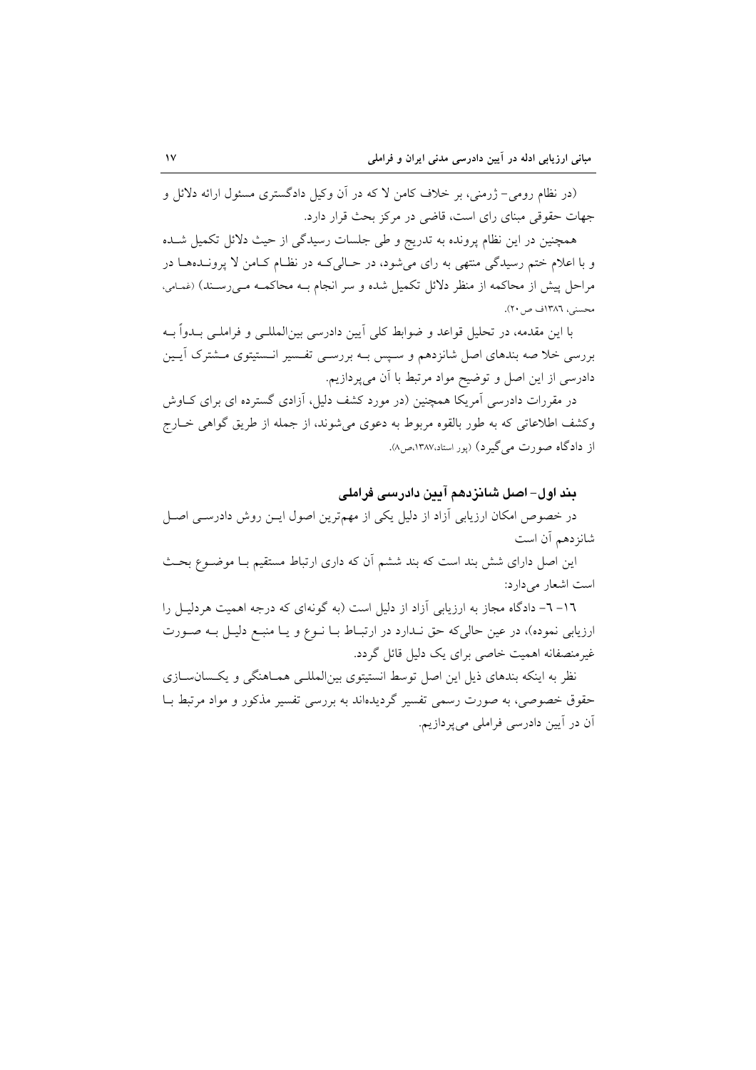(در نظام رومی- ژرمنی، بر خلاف کامن لا که در آن وکیل دادگستری مسئول ارائه دلائل و جهات حقوقی مبنای رای است، قاضی در مرکز بحث قرار دارد.

همچنین در این نظام پرونده به تدریج و طی جلسات رسیدگی از حیث دلائل تکمیل شده و با اعلام ختم رسیدگی منتهی به رای می‌شود، در حالی‌که در نظام کامن لا پرونده‌ها در مراحل پیش از محاکمه از منظر دلائل تکمیل شده و سر انجام به محاکمه می‌رسند) (غمامی، محسنی، ۱۳۸٦ف ص۲۰).

با این مقدمه، در تحلیل قواعد و ضوابط کلی آیین دادرسی بین‌المللی و فراملی بدواً به بررسی خلا صه بندهای اصل شانزدهم و سپس به بررسی تفسیر انستیتوی مشترک آیین دادرسی از این اصل و توضیح مواد مرتبط با آن می‌پردازیم.

در مقررات دادرسی آمریکا همچنین (در مورد کشف دلیل، آزادی گسترده ای برای کاوش وکشف اطلاعاتی که به طور بالقوه مربوط به دعوی می‌شوند، از جمله از طریق گواهی خارج از دادگاه صورت می‌گیرد) (پور استاد،۱۳۸۷،ص۸).

## بند اول- اصل شانزدهم آیین دادرسی فراملی

در خصوص امکان ارزیابی آزاد از دلیل یکی از مهم‌ترین اصول این روش دادرسی اصل شانزدهم آن است

این اصل دارای شش بند است که بند ششم آن که داری ارتباط مستقیم با موضوع بحث است اشعار می‌دارد:

۱٦- ٦- دادگاه مجاز به ارزیابی آزاد از دلیل است (به گونه‌ای که درجه اهمیت هردلیل را ارزیابی نموده)، در عین حالی‌که حق ندارد در ارتباط با نوع و یا منبع دلیل به صورت غیرمنصفانه اهمیت خاصی برای یک دلیل قائل گردد.

نظر به اینکه بندهای ذیل این اصل توسط انستیتوی بین‌المللی هماهنگی و یکسان‌سازی حقوق خصوصی، به صورت رسمی تفسیر گردیده‌اند به بررسی تفسیر مذکور و مواد مرتبط با آن در آیین دادرسی فراملی می‌پردازیم.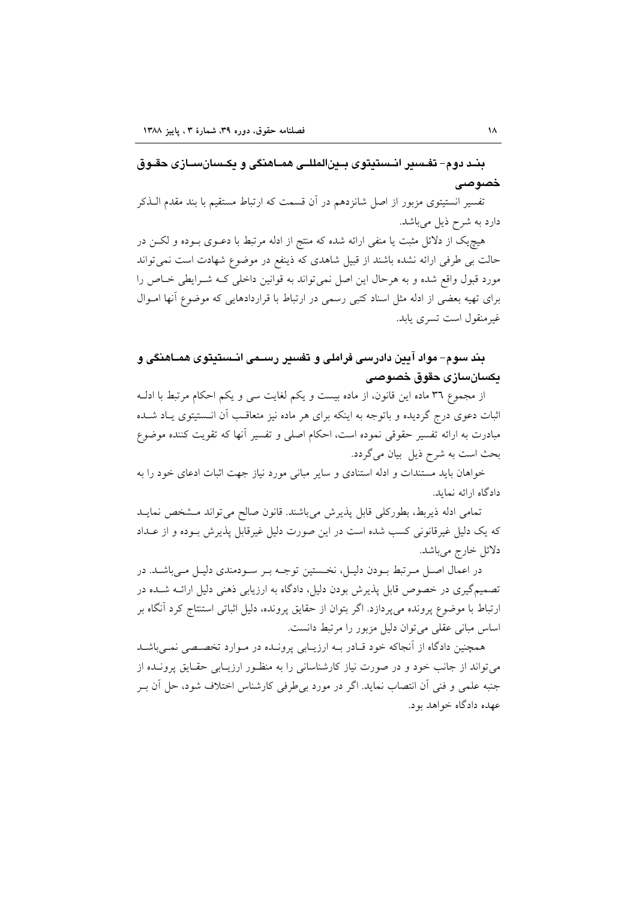## بند دوم- تفسیر انستیتوی بین‌المللی هماهنگی و یکسان‌سازی حقوق خصوصی

تفسیر انستیتوی مزبور از اصل شانزدهم در آن قسمت که ارتباط مستقیم با بند مقدم الذکر دارد به شرح ذیل می‌باشد.

هیچ‌یک از دلائل مثبت یا منفی ارائه شده که منتج از ادله مرتبط با دعوی بوده و لکن در حالت بی طرفی ارائه نشده باشند از قبیل شاهدی که ذینفع در موضوع شهادت است نمی‌تواند مورد قبول واقع شده و به هرحال این اصل نمی‌تواند به قوانین داخلی که شرایطی خاص را برای تهیه بعضی از ادله مثل اسناد کتبی رسمی در ارتباط با قراردادهایی که موضوع آنها اموال غیرمنقول است تسری یابد.

## بند سوم- مواد آیین دادرسی فراملی و تفسیر رسمی انستیتوی هماهنگی و یکسان‌سازی حقوق خصوصی

از مجموع ٣٦ ماده این قانون، از ماده بیست و یکم لغایت سی و یکم احکام مرتبط با ادله اثبات دعوی درج گردیده و باتوجه به اینکه برای هر ماده نیز متعاقب آن انستیتوی یاد شده مبادرت به ارائه تفسیر حقوقی نموده است، احکام اصلی و تفسیر آنها که تقویت کننده موضوع بحث است به شرح ذیل بیان می‌گردد.

خواهان باید مستندات و ادله استنادی و سایر مبانی مورد نیاز جهت اثبات ادعای خود را به دادگاه ارائه نماید.

تمامی ادله ذیربط، بطورکلی قابل پذیرش می‌باشند. قانون صالح می‌تواند مشخص نماید که یک دلیل غیرقانونی کسب شده است در این صورت دلیل غیرقابل پذیرش بوده و از عداد دلائل خارج می‌باشد.

در اعمال اصل مرتبط بودن دلیل، نخستین توجه بر سودمندی دلیل می‌باشد. در تصمیم‌گیری در خصوص قابل پذیرش بودن دلیل، دادگاه به ارزیابی ذهنی دلیل ارائه شده در ارتباط با موضوع پرونده می‌پردازد. اگر بتوان از حقایق پرونده، دلیل اثباتی استنتاج کرد آنگاه بر اساس مبانی عقلی می‌توان دلیل مزبور را مرتبط دانست.

همچنین دادگاه از آنجاکه خود قادر به ارزیابی پرونده در موارد تخصصی نمی‌باشد می‌تواند از جانب خود و در صورت نیاز کارشناسانی را به منظور ارزیابی حقایق پرونده از جنبه علمی و فنی آن انتصاب نماید. اگر در مورد بی‌طرفی کارشناس اختلاف شود، حل آن بر عهده دادگاه خواهد بود.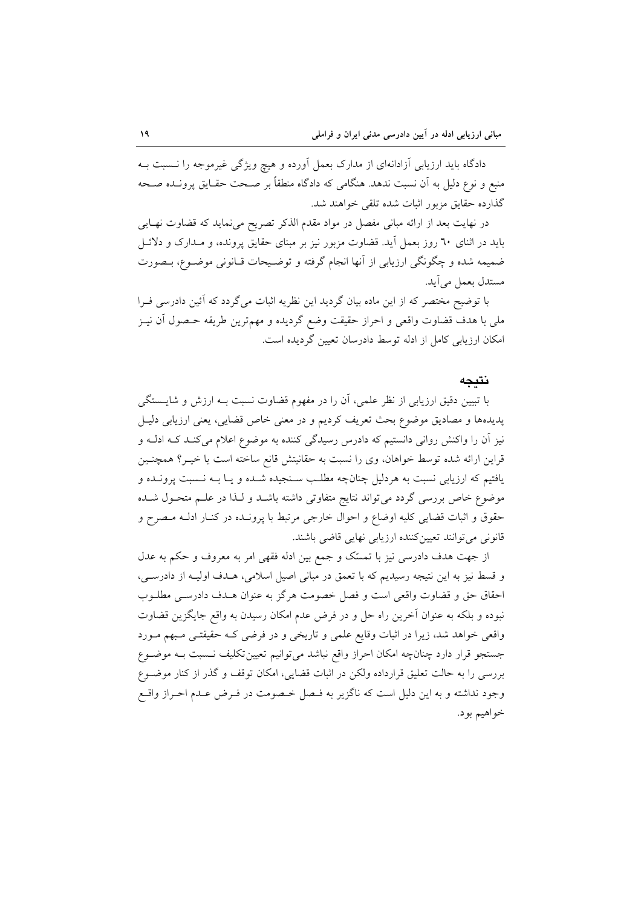دادگاه باید ارزیابی آزادانه‌ای از مدارک بعمل آورده و هیچ ویژگی غیرموجه را نسبت به منبع و نوع دلیل به آن نسبت ندهد. هنگامی که دادگاه منطقاً بر صحت حقایق پرونده صحه گذارده حقایق مزبور اثبات شده تلقی خواهند شد.

در نهایت بعد از ارائه مبانی مفصل در مواد مقدم الذکر تصریح می‌نماید که قضاوت نهایی باید در اثنای ٦٠ روز بعمل آید. قضاوت مزبور نیز بر مبنای حقایق پرونده، و مدارک و دلائل ضمیمه شده و چگونگی ارزیابی از آنها انجام گرفته و توضیحات قانونی موضوع، بصورت مستدل بعمل می‌آید.

با توضیح مختصر که از این ماده بیان گردید این نظریه اثبات می‌گردد که آئین دادرسی فرا ملی با هدف قضاوت واقعی و احراز حقیقت وضع گردیده و مهم‌ترین طریقه حصول آن نیز امکان ارزیابی کامل از ادله توسط دادرسان تعیین گردیده است.

## نتیجه

با تبیین دقیق ارزیابی از نظر علمی، آن را در مفهوم قضاوت نسبت بـه ارزش و شایستگی پدیده‌ها و مصادیق موضوع بحث تعریف کردیم و در معنی خاص قضایی، یعنی ارزیابی دلیل نیز آن را واکنش روانی دانستیم که دادرس رسیدگی کننده به موضوع اعلام می‌کند که ادله و قراین ارائه شده توسط خواهان، وی را نسبت به حقانیتش قانع ساخته است یا خیر؟ همچنین یافتیم که ارزیابی نسبت به هردلیل چنانچه مطلب سنجیده شده و یا به نسبت پرونده و موضوع خاص بررسی گردد می‌تواند نتایج متفاوتی داشته باشد و لذا در علم متحول شده حقوق و اثبات قضایی کلیه اوضاع و احوال خارجی مرتبط با پرونده در کنار ادله مصرح و قانونی می‌توانند تعیین‌کننده ارزیابی نهایی قاضی باشند.

از جهت هدف دادرسی نیز با تمسّک و جمع بین ادله فقهی امر به معروف و حکم به عدل و قسط نیز به این نتیجه رسیدیم که با تعمق در مبانی اصیل اسلامی، هدف اولیه از دادرسی، احقاق حق و قضاوت واقعی است و فصل خصومت هرگز به عنوان هدف دادرسی مطلوب نبوده و بلکه به عنوان آخرین راه حل و در فرض عدم امکان رسیدن به واقع جایگزین قضاوت واقعی خواهد شد، زیرا در اثبات وقایع علمی و تاریخی و در فرضی که حقیقتی مبهم مورد جستجو قرار دارد چنانچه امکان احراز واقع نباشد می‌توانیم تعیین‌تکلیف نسبت به موضوع بررسی را به حالت تعلیق قرارداده ولکن در اثبات قضایی، امکان توقف و گذر از کنار موضوع وجود نداشته و به این دلیل است که ناگزیر به فصل خصومت در فرض عدم احراز واقع خواهیم بود.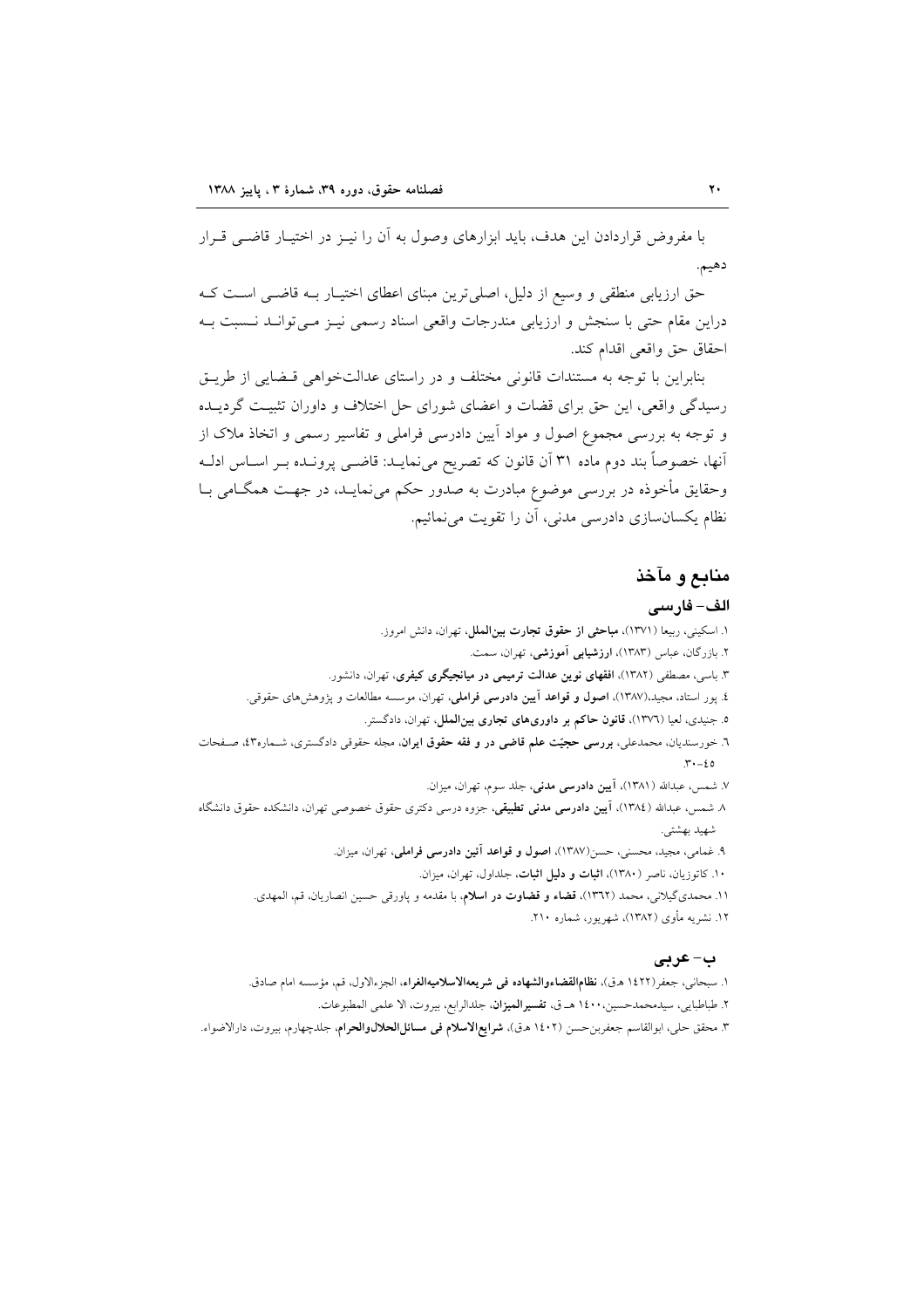با مفروض قراردادن این هدف، باید ابزارهای وصول به آن را نیز در اختیار قاضی قرار دهیم.

حق ارزیابی منطقی و وسیع از دلیل، اصلی‌ترین مبنای اعطای اختیار به قاضی است که دراین مقام حتی با سنجش و ارزیابی مندرجات واقعی اسناد رسمی نیز می‌تواند نسبت به احقاق حق واقعی اقدام کند.

بنابراین با توجه به مستندات قانونی مختلف و در راستای عدالت‌خواهی قضایی از طریق رسیدگی واقعی، این حق برای قضات و اعضای شورای حل اختلاف و داوران تثبیت گردیده و توجه به بررسی مجموع اصول و مواد آیین دادرسی فراملی و تفاسیر رسمی و اتخاذ ملاک از آنها، خصوصاً بند دوم ماده ۳۱ آن قانون که تصریح می‌نماید: قاضی پرونده بر اساس ادله وحقایق مأخوذه در بررسی موضوع مبادرت به صدور حکم می‌نماید، در جهت همگامی با نظام یکسان‌سازی دادرسی مدنی، آن را تقویت می‌نمائیم.

## منابع و مآخذ

### الف- فارسی

۱. اسکینی، ربیعا (۱۳۷۱)، **مباحثی از حقوق تجارت بین‌الملل**، تهران، دانش امروز.

۲. بازرگان، عباس (۱۳۸۳)، **ارزشیابی آموزشی**، تهران، سمت.

۳. باسی، مصطفی (۱۳۸۲)، **افقهای نوین عدالت ترمیمی در میانجیگری کیفری**، تهران، دانشور.

٤. پور استاد، مجید،(۱۳۸۷)، **اصول و قواعد آیین دادرسی فراملی**، تهران، موسسه مطالعات و پژوهش‌های حقوقی.

٥. جنیدی، لعیا (۱۳۷٦)، **قانون حاکم بر داوری‌های تجاری بین‌الملل**، تهران، دادگستر.

٦. خورسندیان، محمدعلی، **بررسی حجیّت علم قاضی در و فقه حقوق ایران**، مجله حقوقی دادگستری، شماره٤٣، صفحات ٤٥-٣٠.

۷. شمس، عبدالله (۱۳۸۱)، **آیین دادرسی مدنی**، جلد سوم، تهران، میزان.

۸. شمس، عبدالله (۱۳۸٤)، **آیین دادرسی مدنی تطبیقی**، جزوه درسی دکتری حقوق خصوصی تهران، دانشکده حقوق دانشگاه شهید بهشتی.

۹. غمامی، مجید، محسنی، حسن(۱۳۸۷)، **اصول و قواعد آئین دادرسی فراملی**، تهران، میزان.

۱۰. کاتوزیان، ناصر (۱۳۸۰)، **اثبات و دلیل اثبات**، جلداول، تهران، میزان.

۱۱. محمدی‌گیلانی، محمد (۱۳٦۲)، **قضاء و قضاوت در اسلام**، با مقدمه و پاورقی حسین انصاریان، قم، المهدی.

۱۲. نشریه مأوی (۱۳۸۲)، شهریور، شماره ۲۱۰.

### ب- عربی

۱. سبحانی، جعفر(١٤٢٢ هـ.ق)، **نظام‌القضاءوالشهاده فی شریعه‌الاسلامیه‌الغراء**، الجزءالاول، قم، مؤسسه امام صادق.

۲. طباطبایی، سیدمحمدحسین،١٤٠٠ هـ.ق، **تفسیرالمیزان**، جلدالرابع، بیروت، الا علمی المطبوعات.

۳. محقق حلی، ابوالقاسم جعفربن‌حسن (١٤٠٢ هـ.ق)، **شرایع‌الاسلام فی مسائل‌الحلال‌والحرام**، جلدچهارم، بیروت، دارالاضواء.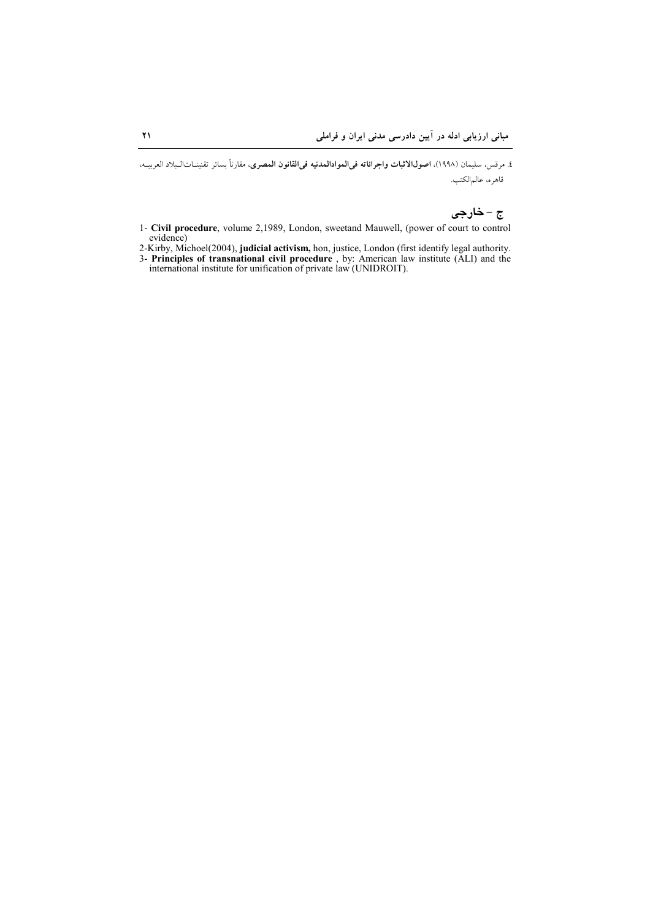٤. مرقس، سلیمان (١٩٩٨)، **اصول‌الاثبات واجرائاته فی‌الموادالمدنیه فی‌القانون المصری**، مقارناً بسائر تقنینـات‌الـبلاد العربیـه، قاهره، عالم‌الکتب.

## ج – خارجی

1- **Civil procedure**, volume 2,1989, London, sweetand Mauwell, (power of court to control evidence)

2-Kirby, Michoel(2004), **judicial activism,** hon, justice, London (first identify legal authority.

3- **Principles of transnational civil procedure** , by: American law institute (ALI) and the international institute for unification of private law (UNIDROIT).